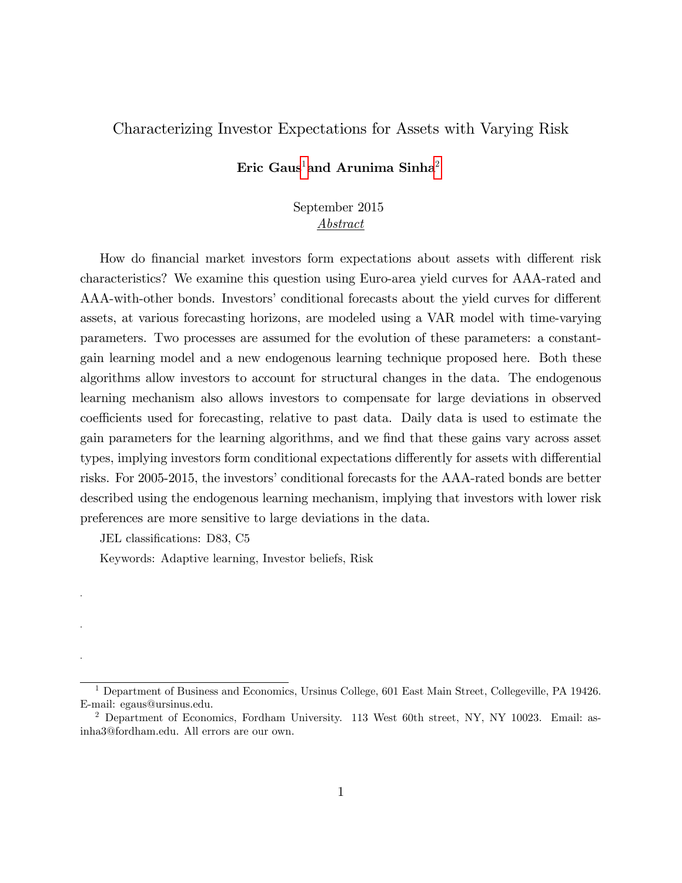# Characterizing Investor Expectations for Assets with Varying Risk

**Eric Gaus**[1] **and Arunima Sinha**[2]

September 2015

*Abstract*

How do financial market investors form expectations about assets with different risk characteristics? We examine this question using Euro-area yield curves for AAA-rated and AAA-with-other bonds. Investors' conditional forecasts about the yield curves for different assets, at various forecasting horizons, are modeled using a VAR model with time-varying parameters. Two processes are assumed for the evolution of these parameters: a constant-gain learning model and a new endogenous learning technique proposed here. Both these algorithms allow investors to account for structural changes in the data. The endogenous learning mechanism also allows investors to compensate for large deviations in observed coefficients used for forecasting, relative to past data. Daily data is used to estimate the gain parameters for the learning algorithms, and we find that these gains vary across asset types, implying investors form conditional expectations differently for assets with differential risks. For 2005-2015, the investors' conditional forecasts for the AAA-rated bonds are better described using the endogenous learning mechanism, implying that investors with lower risk preferences are more sensitive to large deviations in the data.

JEL classifications: D83, C5

Keywords: Adaptive learning, Investor beliefs, Risk

[1] Department of Business and Economics, Ursinus College, 601 East Main Street, Collegeville, PA 19426. E-mail: egaus@ursinus.edu.

[2] Department of Economics, Fordham University. 113 West 60th street, NY, NY 10023. Email: asinha3@fordham.edu. All errors are our own.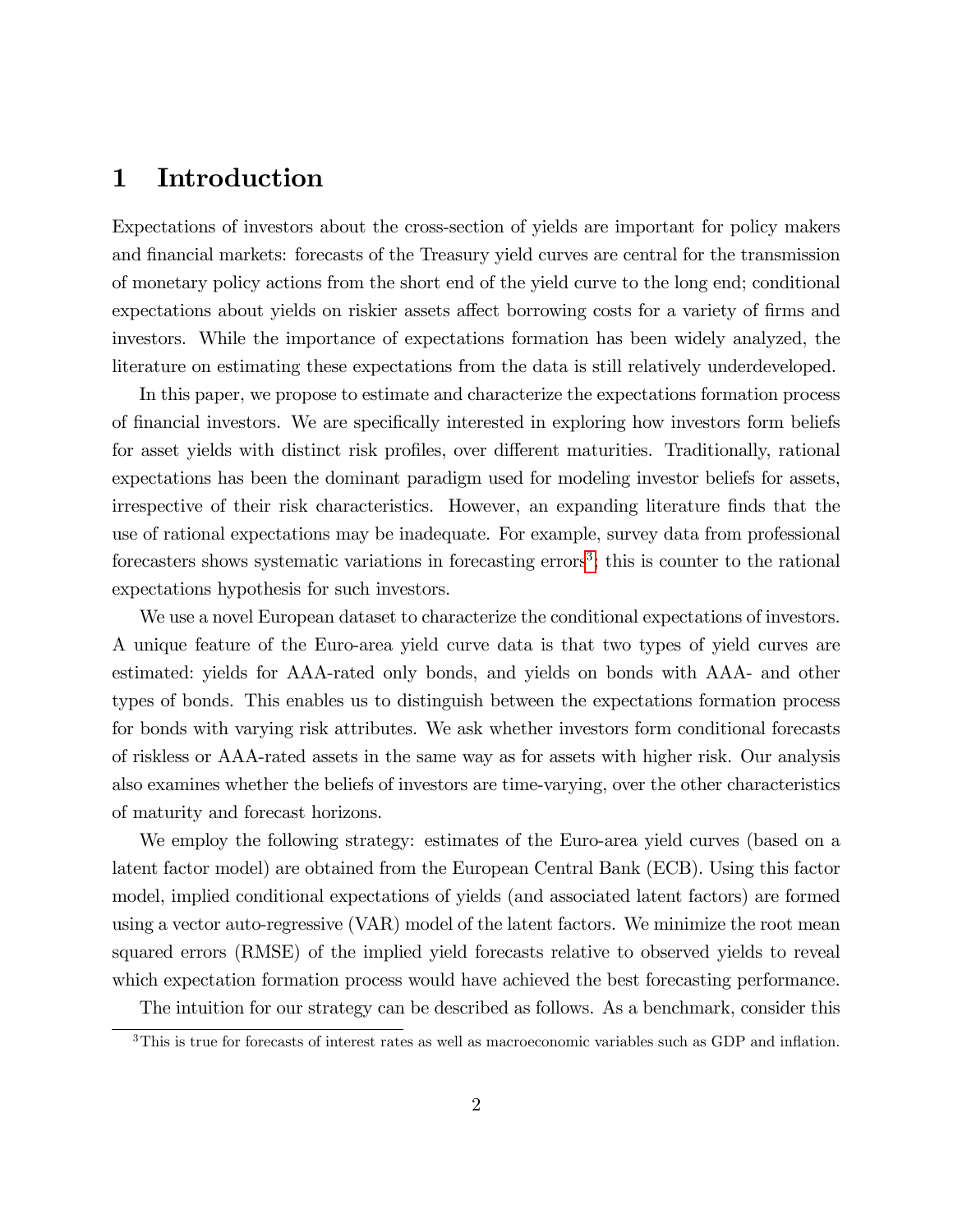# 1 Introduction

Expectations of investors about the cross-section of yields are important for policy makers and financial markets: forecasts of the Treasury yield curves are central for the transmission of monetary policy actions from the short end of the yield curve to the long end; conditional expectations about yields on riskier assets affect borrowing costs for a variety of firms and investors. While the importance of expectations formation has been widely analyzed, the literature on estimating these expectations from the data is still relatively underdeveloped.

In this paper, we propose to estimate and characterize the expectations formation process of financial investors. We are specifically interested in exploring how investors form beliefs for asset yields with distinct risk profiles, over different maturities. Traditionally, rational expectations has been the dominant paradigm used for modeling investor beliefs for assets, irrespective of their risk characteristics. However, an expanding literature finds that the use of rational expectations may be inadequate. For example, survey data from professional forecasters shows systematic variations in forecasting errors[3]; this is counter to the rational expectations hypothesis for such investors.

We use a novel European dataset to characterize the conditional expectations of investors. A unique feature of the Euro-area yield curve data is that two types of yield curves are estimated: yields for AAA-rated only bonds, and yields on bonds with AAA- and other types of bonds. This enables us to distinguish between the expectations formation process for bonds with varying risk attributes. We ask whether investors form conditional forecasts of riskless or AAA-rated assets in the same way as for assets with higher risk. Our analysis also examines whether the beliefs of investors are time-varying, over the other characteristics of maturity and forecast horizons.

We employ the following strategy: estimates of the Euro-area yield curves (based on a latent factor model) are obtained from the European Central Bank (ECB). Using this factor model, implied conditional expectations of yields (and associated latent factors) are formed using a vector auto-regressive (VAR) model of the latent factors. We minimize the root mean squared errors (RMSE) of the implied yield forecasts relative to observed yields to reveal which expectation formation process would have achieved the best forecasting performance.

The intuition for our strategy can be described as follows. As a benchmark, consider this

[3] This is true for forecasts of interest rates as well as macroeconomic variables such as GDP and inflation.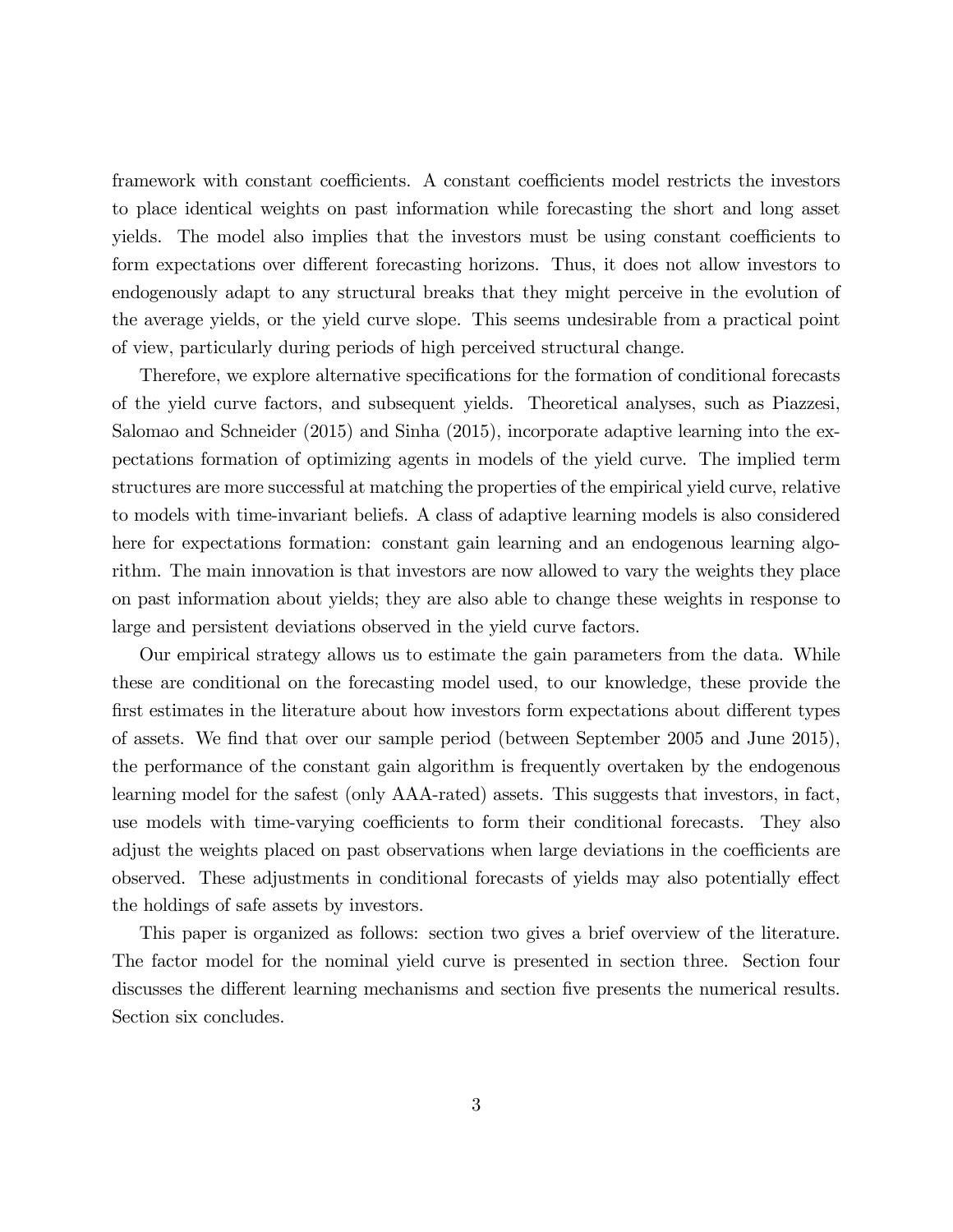framework with constant coefficients. A constant coefficients model restricts the investors to place identical weights on past information while forecasting the short and long asset yields. The model also implies that the investors must be using constant coefficients to form expectations over different forecasting horizons. Thus, it does not allow investors to endogenously adapt to any structural breaks that they might perceive in the evolution of the average yields, or the yield curve slope. This seems undesirable from a practical point of view, particularly during periods of high perceived structural change.

Therefore, we explore alternative specifications for the formation of conditional forecasts of the yield curve factors, and subsequent yields. Theoretical analyses, such as Piazzesi, Salomao and Schneider (2015) and Sinha (2015), incorporate adaptive learning into the expectations formation of optimizing agents in models of the yield curve. The implied term structures are more successful at matching the properties of the empirical yield curve, relative to models with time-invariant beliefs. A class of adaptive learning models is also considered here for expectations formation: constant gain learning and an endogenous learning algorithm. The main innovation is that investors are now allowed to vary the weights they place on past information about yields; they are also able to change these weights in response to large and persistent deviations observed in the yield curve factors.

Our empirical strategy allows us to estimate the gain parameters from the data. While these are conditional on the forecasting model used, to our knowledge, these provide the first estimates in the literature about how investors form expectations about different types of assets. We find that over our sample period (between September 2005 and June 2015), the performance of the constant gain algorithm is frequently overtaken by the endogenous learning model for the safest (only AAA-rated) assets. This suggests that investors, in fact, use models with time-varying coefficients to form their conditional forecasts. They also adjust the weights placed on past observations when large deviations in the coefficients are observed. These adjustments in conditional forecasts of yields may also potentially effect the holdings of safe assets by investors.

This paper is organized as follows: section two gives a brief overview of the literature. The factor model for the nominal yield curve is presented in section three. Section four discusses the different learning mechanisms and section five presents the numerical results. Section six concludes.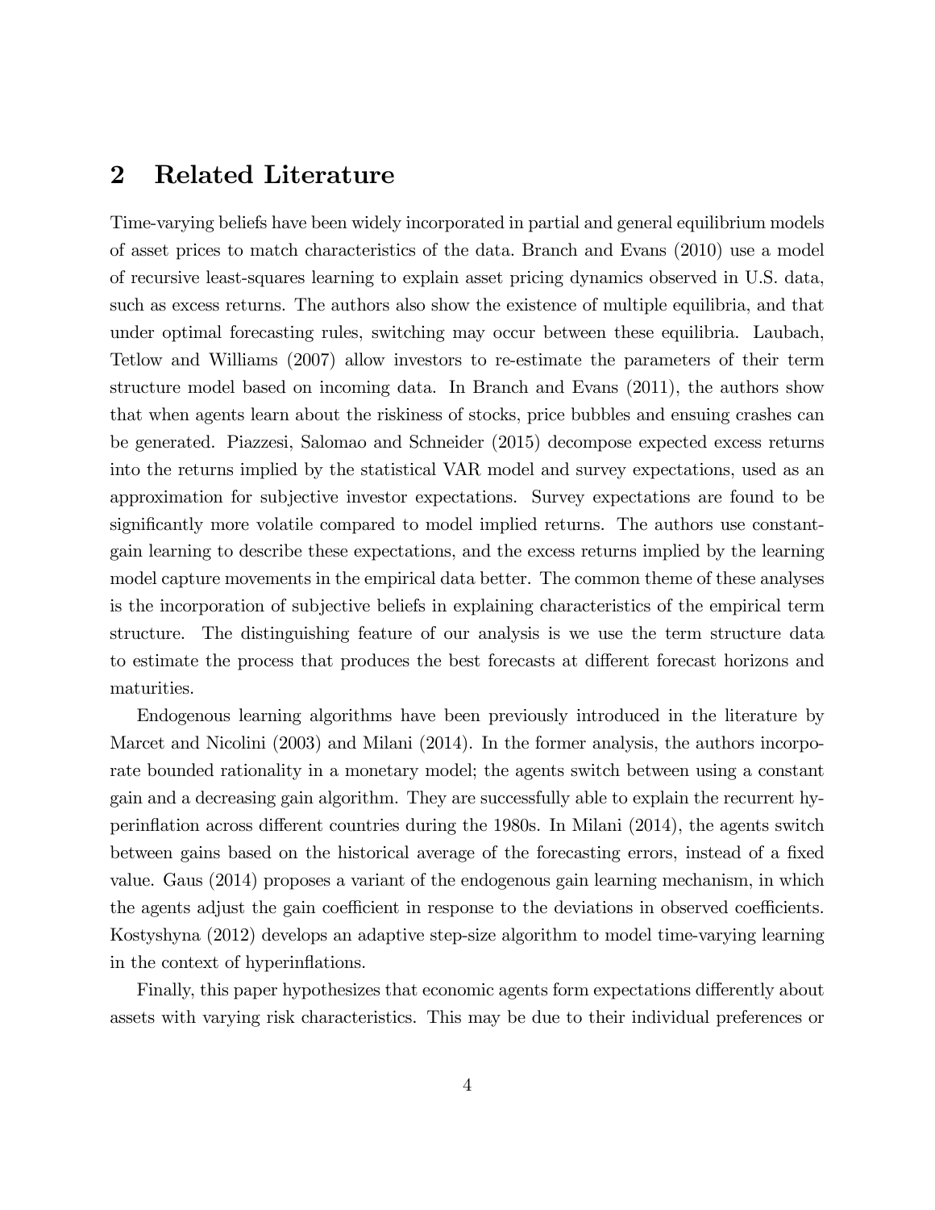## 2 Related Literature

Time-varying beliefs have been widely incorporated in partial and general equilibrium models of asset prices to match characteristics of the data. Branch and Evans (2010) use a model of recursive least-squares learning to explain asset pricing dynamics observed in U.S. data, such as excess returns. The authors also show the existence of multiple equilibria, and that under optimal forecasting rules, switching may occur between these equilibria. Laubach, Tetlow and Williams (2007) allow investors to re-estimate the parameters of their term structure model based on incoming data. In Branch and Evans (2011), the authors show that when agents learn about the riskiness of stocks, price bubbles and ensuing crashes can be generated. Piazzesi, Salomao and Schneider (2015) decompose expected excess returns into the returns implied by the statistical VAR model and survey expectations, used as an approximation for subjective investor expectations. Survey expectations are found to be significantly more volatile compared to model implied returns. The authors use constant-gain learning to describe these expectations, and the excess returns implied by the learning model capture movements in the empirical data better. The common theme of these analyses is the incorporation of subjective beliefs in explaining characteristics of the empirical term structure. The distinguishing feature of our analysis is we use the term structure data to estimate the process that produces the best forecasts at different forecast horizons and maturities.

Endogenous learning algorithms have been previously introduced in the literature by Marcet and Nicolini (2003) and Milani (2014). In the former analysis, the authors incorporate bounded rationality in a monetary model; the agents switch between using a constant gain and a decreasing gain algorithm. They are successfully able to explain the recurrent hyperinflation across different countries during the 1980s. In Milani (2014), the agents switch between gains based on the historical average of the forecasting errors, instead of a fixed value. Gaus (2014) proposes a variant of the endogenous gain learning mechanism, in which the agents adjust the gain coefficient in response to the deviations in observed coefficients. Kostyshyna (2012) develops an adaptive step-size algorithm to model time-varying learning in the context of hyperinflations.

Finally, this paper hypothesizes that economic agents form expectations differently about assets with varying risk characteristics. This may be due to their individual preferences or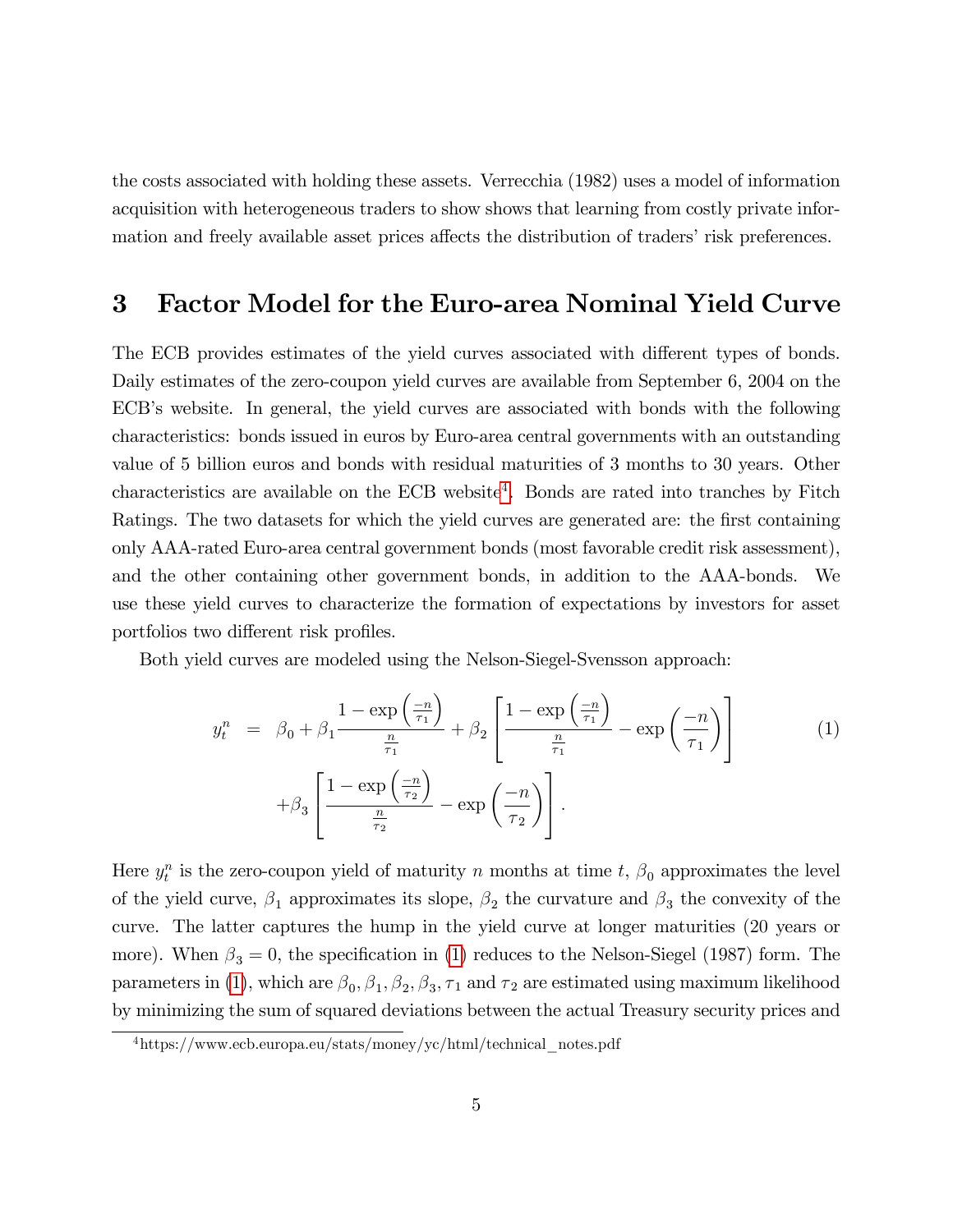the costs associated with holding these assets. Verrecchia (1982) uses a model of information acquisition with heterogeneous traders to show shows that learning from costly private information and freely available asset prices affects the distribution of traders' risk preferences.

# 3 Factor Model for the Euro-area Nominal Yield Curve

The ECB provides estimates of the yield curves associated with different types of bonds. Daily estimates of the zero-coupon yield curves are available from September 6, 2004 on the ECB's website. In general, the yield curves are associated with bonds with the following characteristics: bonds issued in euros by Euro-area central governments with an outstanding value of 5 billion euros and bonds with residual maturities of 3 months to 30 years. Other characteristics are available on the ECB website[4]. Bonds are rated into tranches by Fitch Ratings. The two datasets for which the yield curves are generated are: the first containing only AAA-rated Euro-area central government bonds (most favorable credit risk assessment), and the other containing other government bonds, in addition to the AAA-bonds. We use these yield curves to characterize the formation of expectations by investors for asset portfolios two different risk profiles.

Both yield curves are modeled using the Nelson-Siegel-Svensson approach:

$$
\begin{aligned}
y_t^n &= \beta_0 + \beta_1 \frac{1-\exp\left(\frac{-n}{\tau_1}\right)}{\frac{n}{\tau_1}} + \beta_2 \left[ \frac{1-\exp\left(\frac{-n}{\tau_1}\right)}{\frac{n}{\tau_1}} - \exp\left(\frac{-n}{\tau_1}\right) \right] \\
&\quad + \beta_3 \left[ \frac{1-\exp\left(\frac{-n}{\tau_2}\right)}{\frac{n}{\tau_2}} - \exp\left(\frac{-n}{\tau_2}\right) \right].
\end{aligned}
\tag{1}
$$

Here $y_t^n$ is the zero-coupon yield of maturity $n$ months at time $t$, $\beta_0$ approximates the level of the yield curve, $\beta_1$ approximates its slope, $\beta_2$ the curvature and $\beta_3$ the convexity of the curve. The latter captures the hump in the yield curve at longer maturities (20 years or more). When $\beta_3 = 0$, the specification in (1) reduces to the Nelson-Siegel (1987) form. The parameters in (1), which are $\beta_0, \beta_1, \beta_2, \beta_3, \tau_1$ and $\tau_2$ are estimated using maximum likelihood by minimizing the sum of squared deviations between the actual Treasury security prices and

[4] https://www.ecb.europa.eu/stats/money/yc/html/technical_notes.pdf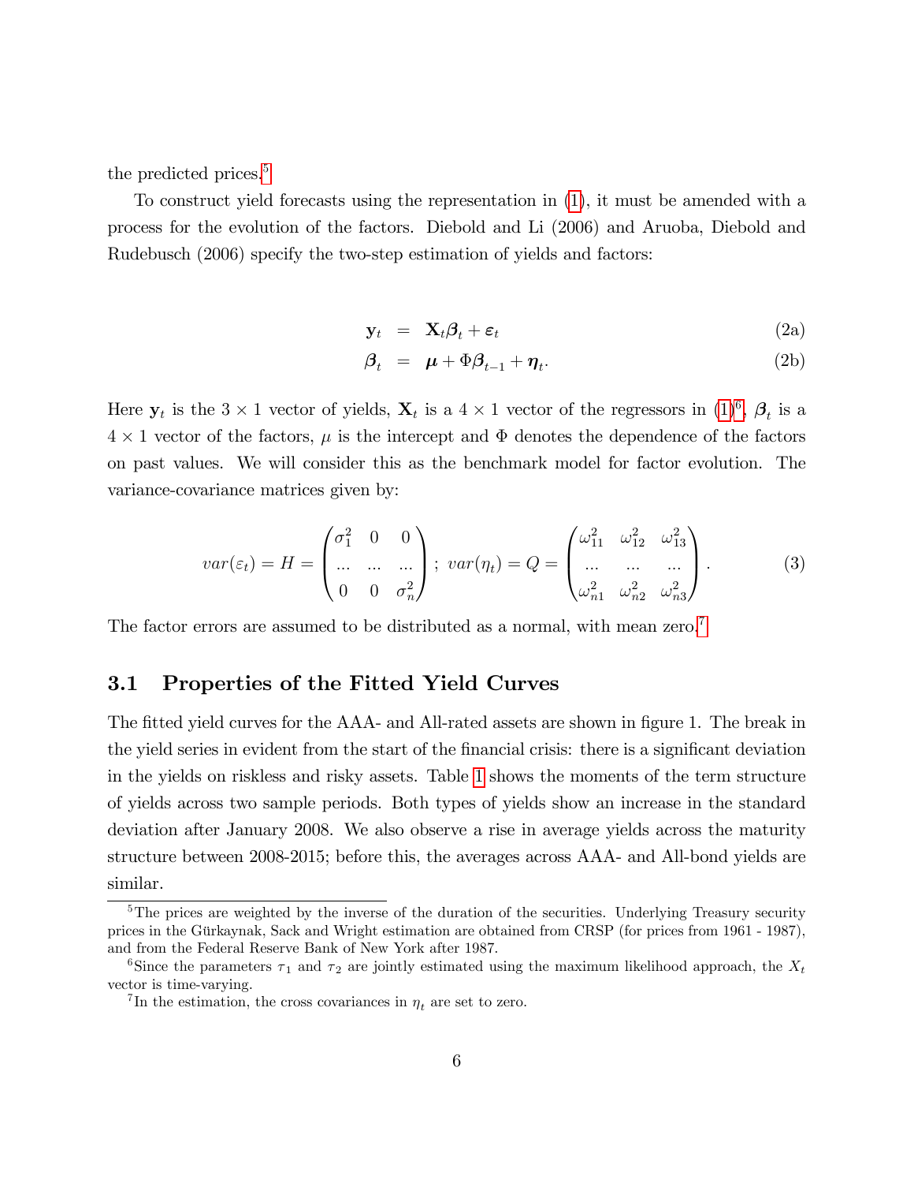the predicted prices.[5]

To construct yield forecasts using the representation in (1), it must be amended with a process for the evolution of the factors. Diebold and Li (2006) and Aruoba, Diebold and Rudebusch (2006) specify the two-step estimation of yields and factors:

$$
\begin{aligned}
\mathbf{y}_t &= \mathbf{X}_t \boldsymbol{\beta}_t + \boldsymbol{\varepsilon}_t && \text{(2a)} \\
\boldsymbol{\beta}_t &= \boldsymbol{\mu} + \Phi \boldsymbol{\beta}_{t-1} + \boldsymbol{\eta}_t. && \text{(2b)}
\end{aligned}
$$

Here $\mathbf{y}_t$ is the $3 \times 1$ vector of yields, $\mathbf{X}_t$ is a $4 \times 1$ vector of the regressors in (1)[6], $\boldsymbol{\beta}_t$ is a $4 \times 1$ vector of the factors, $\mu$ is the intercept and $\Phi$ denotes the dependence of the factors on past values. We will consider this as the benchmark model for factor evolution. The variance-covariance matrices given by:

$$
var(\varepsilon_t) = H = \begin{pmatrix} \sigma_1^2 & 0 & 0 \\ ... & ... & ... \\ 0 & 0 & \sigma_n^2 \end{pmatrix}; \; var(\eta_t) = Q = \begin{pmatrix} \omega_{11}^2 & \omega_{12}^2 & \omega_{13}^2 \\ ... & ... & ... \\ \omega_{n1}^2 & \omega_{n2}^2 & \omega_{n3}^2 \end{pmatrix}. \tag{3}
$$

The factor errors are assumed to be distributed as a normal, with mean zero.[7]

## 3.1 Properties of the Fitted Yield Curves

The fitted yield curves for the AAA- and All-rated assets are shown in figure 1. The break in the yield series in evident from the start of the financial crisis: there is a significant deviation in the yields on riskless and risky assets. Table 1 shows the moments of the term structure of yields across two sample periods. Both types of yields show an increase in the standard deviation after January 2008. We also observe a rise in average yields across the maturity structure between 2008-2015; before this, the averages across AAA- and All-bond yields are similar.

---

[5] The prices are weighted by the inverse of the duration of the securities. Underlying Treasury security prices in the Gürkaynak, Sack and Wright estimation are obtained from CRSP (for prices from 1961 - 1987), and from the Federal Reserve Bank of New York after 1987.

[6] Since the parameters $\tau_1$ and $\tau_2$ are jointly estimated using the maximum likelihood approach, the $X_t$ vector is time-varying.

[7] In the estimation, the cross covariances in $\eta_t$ are set to zero.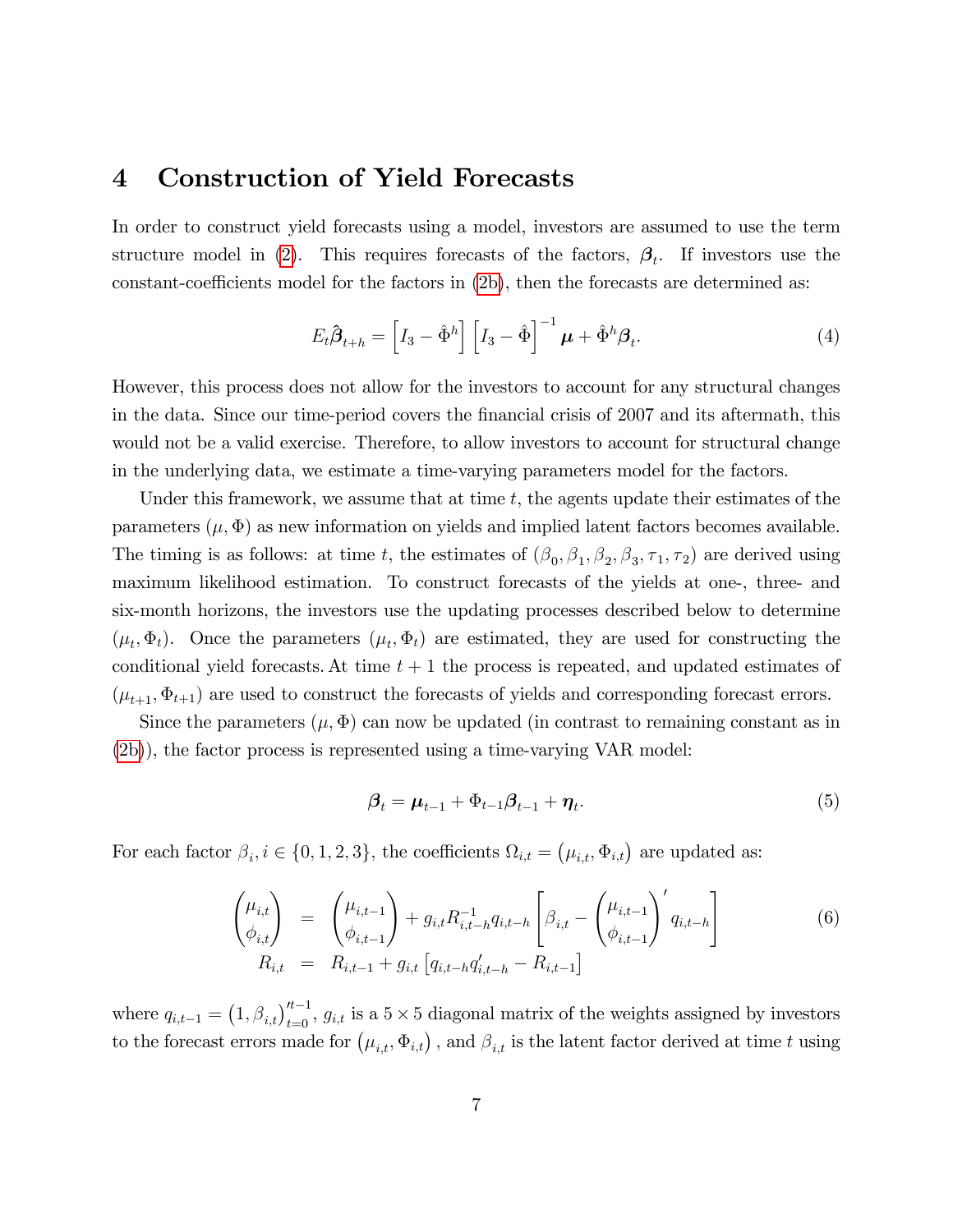# 4 Construction of Yield Forecasts

In order to construct yield forecasts using a model, investors are assumed to use the term structure model in (2). This requires forecasts of the factors, $\boldsymbol{\beta}_t$. If investors use the constant-coefficients model for the factors in (2b), then the forecasts are determined as:

$$E_t \hat{\boldsymbol{\beta}}_{t+h} = \left[ I_3 - \hat{\Phi}^h \right] \left[ I_3 - \hat{\Phi} \right]^{-1} \boldsymbol{\mu} + \hat{\Phi}^h \boldsymbol{\beta}_t. \tag{4}$$

However, this process does not allow for the investors to account for any structural changes in the data. Since our time-period covers the financial crisis of 2007 and its aftermath, this would not be a valid exercise. Therefore, to allow investors to account for structural change in the underlying data, we estimate a time-varying parameters model for the factors.

Under this framework, we assume that at time $t$, the agents update their estimates of the parameters $(\mu, \Phi)$ as new information on yields and implied latent factors becomes available. The timing is as follows: at time $t$, the estimates of $(\beta_0, \beta_1, \beta_2, \beta_3, \tau_1, \tau_2)$ are derived using maximum likelihood estimation. To construct forecasts of the yields at one-, three- and six-month horizons, the investors use the updating processes described below to determine $(\mu_t, \Phi_t)$. Once the parameters $(\mu_t, \Phi_t)$ are estimated, they are used for constructing the conditional yield forecasts. At time $t+1$ the process is repeated, and updated estimates of $(\mu_{t+1}, \Phi_{t+1})$ are used to construct the forecasts of yields and corresponding forecast errors.

Since the parameters $(\mu, \Phi)$ can now be updated (in contrast to remaining constant as in (2b)), the factor process is represented using a time-varying VAR model:

$$\boldsymbol{\beta}_t = \boldsymbol{\mu}_{t-1} + \Phi_{t-1} \boldsymbol{\beta}_{t-1} + \boldsymbol{\eta}_t. \tag{5}$$

For each factor $\beta_i, i \in \{0, 1, 2, 3\}$, the coefficients $\Omega_{i,t} = \left(\mu_{i,t}, \Phi_{i,t}\right)$ are updated as:

$$\begin{aligned} \begin{pmatrix} \mu_{i,t} \\ \phi_{i,t} \end{pmatrix} &= \begin{pmatrix} \mu_{i,t-1} \\ \phi_{i,t-1} \end{pmatrix} + g_{i,t} R_{i,t-h}^{-1} q_{i,t-h} \left[ \beta_{i,t} - \begin{pmatrix} \mu_{i,t-1} \\ \phi_{i,t-1} \end{pmatrix}' q_{i,t-h} \right] \\ R_{i,t} &= R_{i,t-1} + g_{i,t} \left[ q_{i,t-h} q_{i,t-h}' - R_{i,t-1} \right] \end{aligned} \tag{6}$$

where $q_{i,t-1} = \left(1, \beta_{i,t}\right)_{t=0}^{\prime t-1}$, $g_{i,t}$ is a $5 \times 5$ diagonal matrix of the weights assigned by investors to the forecast errors made for $\left(\mu_{i,t}, \Phi_{i,t}\right)$, and $\beta_{i,t}$ is the latent factor derived at time $t$ using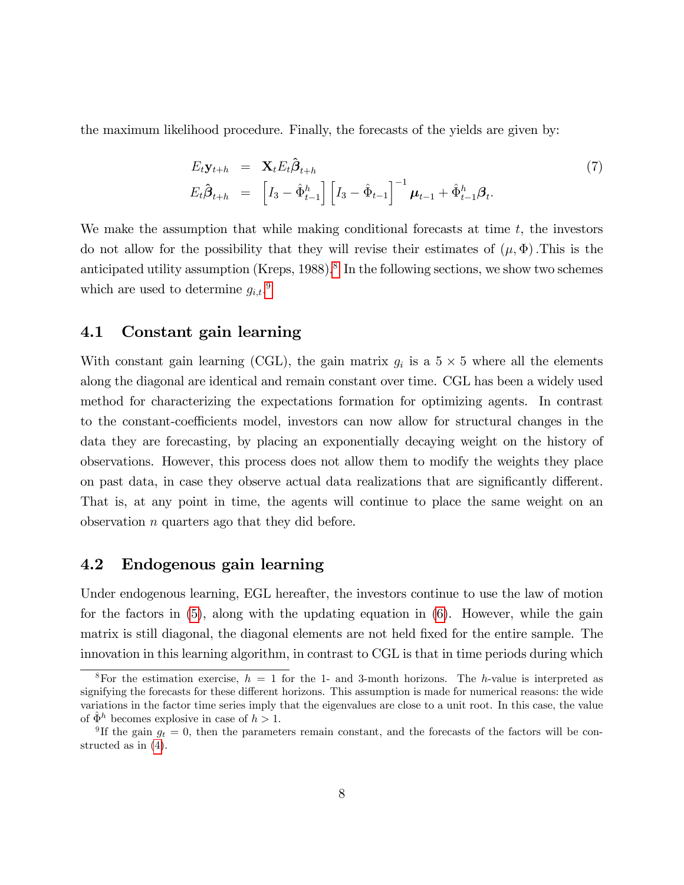the maximum likelihood procedure. Finally, the forecasts of the yields are given by:

$$
\begin{aligned}
E_t \mathbf{y}_{t+h} &= \mathbf{X}_t E_t \hat{\boldsymbol{\beta}}_{t+h} \\
E_t \hat{\boldsymbol{\beta}}_{t+h} &= \left[I_3 - \hat{\Phi}_{t-1}^h\right] \left[I_3 - \hat{\Phi}_{t-1}\right]^{-1} \boldsymbol{\mu}_{t-1} + \hat{\Phi}_{t-1}^h \boldsymbol{\beta}_t.
\end{aligned} \tag{7}
$$

We make the assumption that while making conditional forecasts at time $t$, the investors do not allow for the possibility that they will revise their estimates of $(\mu, \Phi)$.This is the anticipated utility assumption (Kreps, 1988).[8] In the following sections, we show two schemes which are used to determine $g_{i,t}$.[9]

## 4.1 Constant gain learning

With constant gain learning (CGL), the gain matrix $g_i$ is a $5 \times 5$ where all the elements along the diagonal are identical and remain constant over time. CGL has been a widely used method for characterizing the expectations formation for optimizing agents. In contrast to the constant-coefficients model, investors can now allow for structural changes in the data they are forecasting, by placing an exponentially decaying weight on the history of observations. However, this process does not allow them to modify the weights they place on past data, in case they observe actual data realizations that are significantly different. That is, at any point in time, the agents will continue to place the same weight on an observation $n$ quarters ago that they did before.

## 4.2 Endogenous gain learning

Under endogenous learning, EGL hereafter, the investors continue to use the law of motion for the factors in (5), along with the updating equation in (6). However, while the gain matrix is still diagonal, the diagonal elements are not held fixed for the entire sample. The innovation in this learning algorithm, in contrast to CGL is that in time periods during which

---

[8] For the estimation exercise, $h = 1$ for the 1- and 3-month horizons. The $h$-value is interpreted as signifying the forecasts for these different horizons. This assumption is made for numerical reasons: the wide variations in the factor time series imply that the eigenvalues are close to a unit root. In this case, the value of $\hat{\Phi}^h$ becomes explosive in case of $h > 1$.

[9] If the gain $g_t = 0$, then the parameters remain constant, and the forecasts of the factors will be constructed as in (4).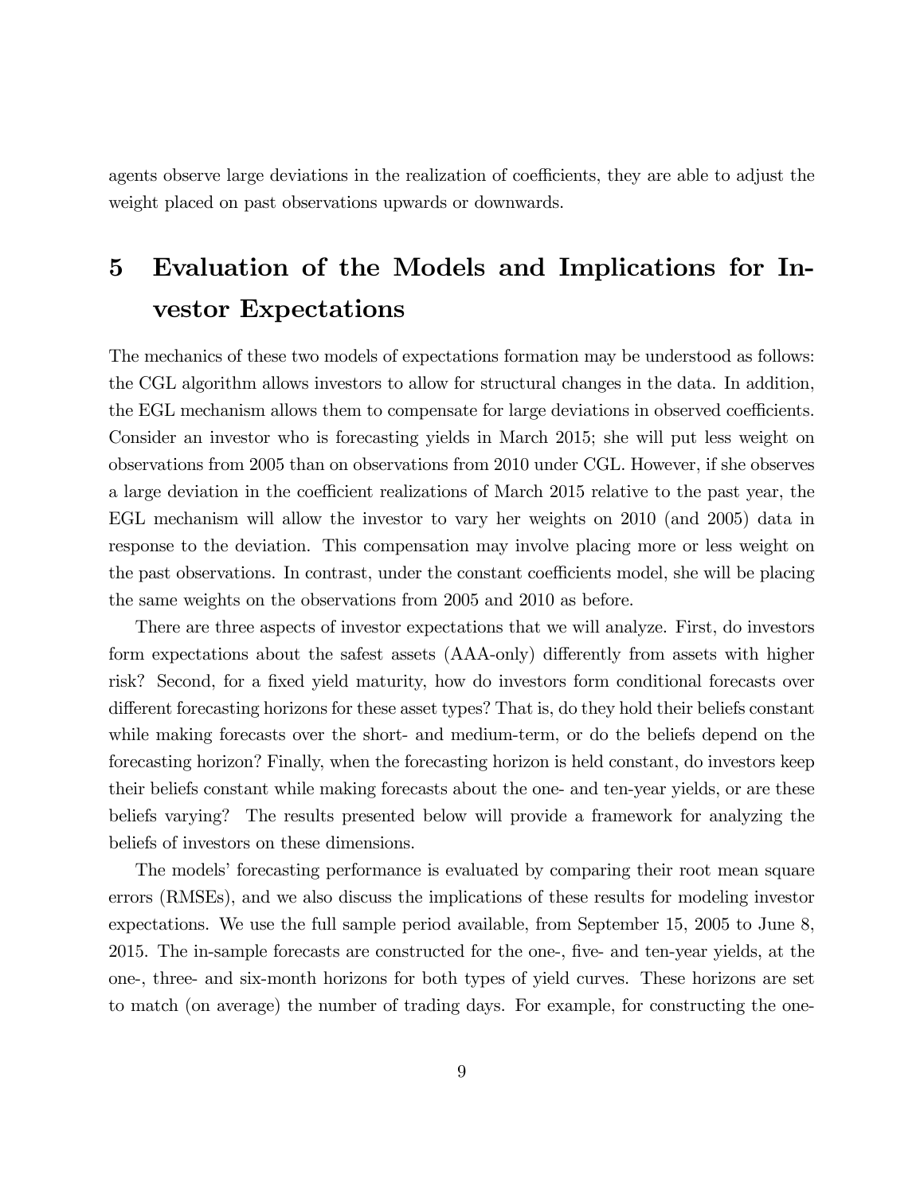agents observe large deviations in the realization of coefficients, they are able to adjust the weight placed on past observations upwards or downwards.

# 5 Evaluation of the Models and Implications for Investor Expectations

The mechanics of these two models of expectations formation may be understood as follows: the CGL algorithm allows investors to allow for structural changes in the data. In addition, the EGL mechanism allows them to compensate for large deviations in observed coefficients. Consider an investor who is forecasting yields in March 2015; she will put less weight on observations from 2005 than on observations from 2010 under CGL. However, if she observes a large deviation in the coefficient realizations of March 2015 relative to the past year, the EGL mechanism will allow the investor to vary her weights on 2010 (and 2005) data in response to the deviation. This compensation may involve placing more or less weight on the past observations. In contrast, under the constant coefficients model, she will be placing the same weights on the observations from 2005 and 2010 as before.

There are three aspects of investor expectations that we will analyze. First, do investors form expectations about the safest assets (AAA-only) differently from assets with higher risk? Second, for a fixed yield maturity, how do investors form conditional forecasts over different forecasting horizons for these asset types? That is, do they hold their beliefs constant while making forecasts over the short- and medium-term, or do the beliefs depend on the forecasting horizon? Finally, when the forecasting horizon is held constant, do investors keep their beliefs constant while making forecasts about the one- and ten-year yields, or are these beliefs varying? The results presented below will provide a framework for analyzing the beliefs of investors on these dimensions.

The models' forecasting performance is evaluated by comparing their root mean square errors (RMSEs), and we also discuss the implications of these results for modeling investor expectations. We use the full sample period available, from September 15, 2005 to June 8, 2015. The in-sample forecasts are constructed for the one-, five- and ten-year yields, at the one-, three- and six-month horizons for both types of yield curves. These horizons are set to match (on average) the number of trading days. For example, for constructing the one-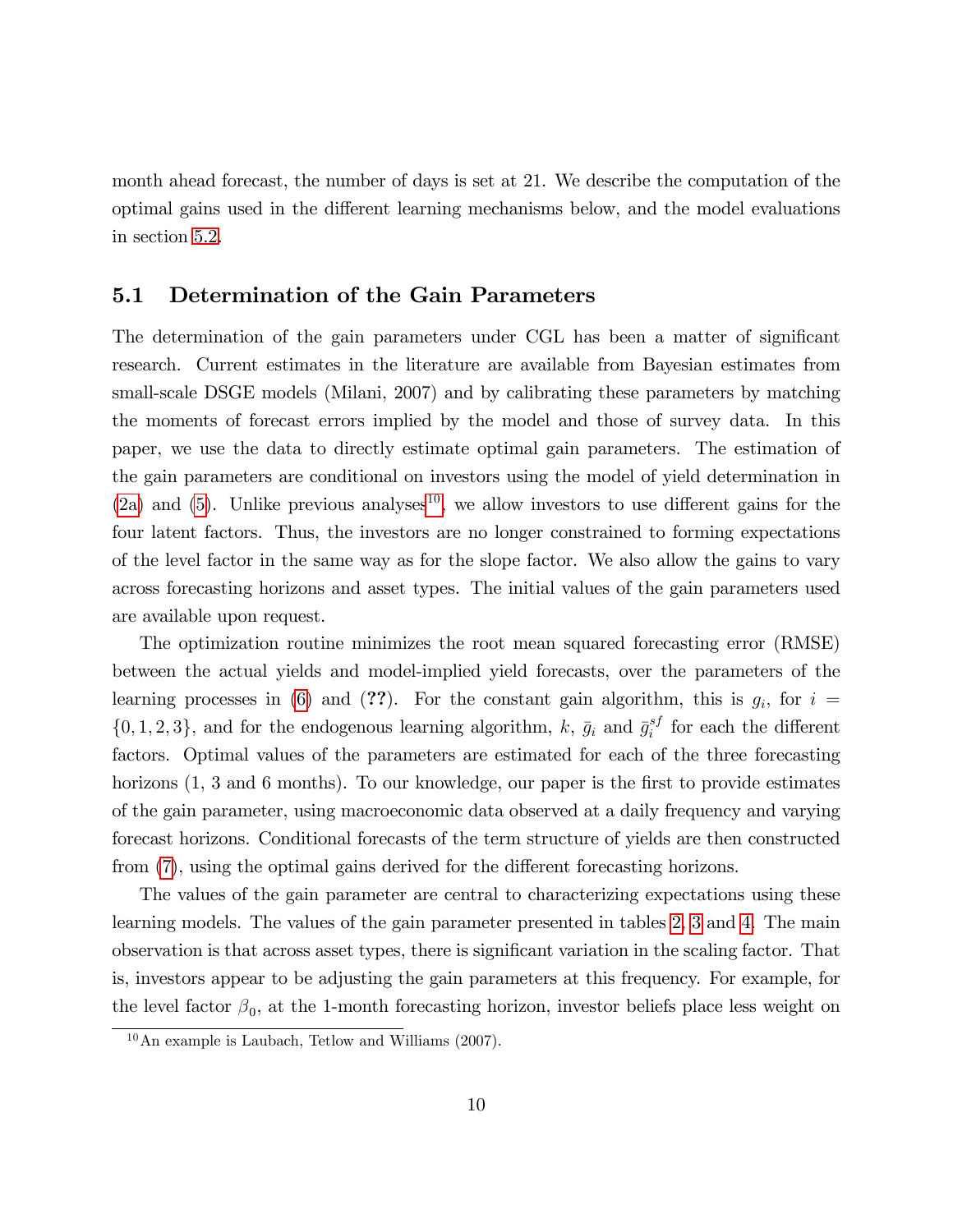month ahead forecast, the number of days is set at 21. We describe the computation of the optimal gains used in the different learning mechanisms below, and the model evaluations in section 5.2.

## 5.1 Determination of the Gain Parameters

The determination of the gain parameters under CGL has been a matter of significant research. Current estimates in the literature are available from Bayesian estimates from small-scale DSGE models (Milani, 2007) and by calibrating these parameters by matching the moments of forecast errors implied by the model and those of survey data. In this paper, we use the data to directly estimate optimal gain parameters. The estimation of the gain parameters are conditional on investors using the model of yield determination in (2a) and (5). Unlike previous analyses[10], we allow investors to use different gains for the four latent factors. Thus, the investors are no longer constrained to forming expectations of the level factor in the same way as for the slope factor. We also allow the gains to vary across forecasting horizons and asset types. The initial values of the gain parameters used are available upon request.

The optimization routine minimizes the root mean squared forecasting error (RMSE) between the actual yields and model-implied yield forecasts, over the parameters of the learning processes in (6) and (**??**). For the constant gain algorithm, this is $g_i$, for $i = \{0, 1, 2, 3\}$, and for the endogenous learning algorithm, $k$, $\bar{g}_i$ and $\bar{g}_i^{sf}$ for each the different factors. Optimal values of the parameters are estimated for each of the three forecasting horizons (1, 3 and 6 months). To our knowledge, our paper is the first to provide estimates of the gain parameter, using macroeconomic data observed at a daily frequency and varying forecast horizons. Conditional forecasts of the term structure of yields are then constructed from (7), using the optimal gains derived for the different forecasting horizons.

The values of the gain parameter are central to characterizing expectations using these learning models. The values of the gain parameter presented in tables 2, 3 and 4. The main observation is that across asset types, there is significant variation in the scaling factor. That is, investors appear to be adjusting the gain parameters at this frequency. For example, for the level factor $\beta_0$, at the 1-month forecasting horizon, investor beliefs place less weight on

[10] An example is Laubach, Tetlow and Williams (2007).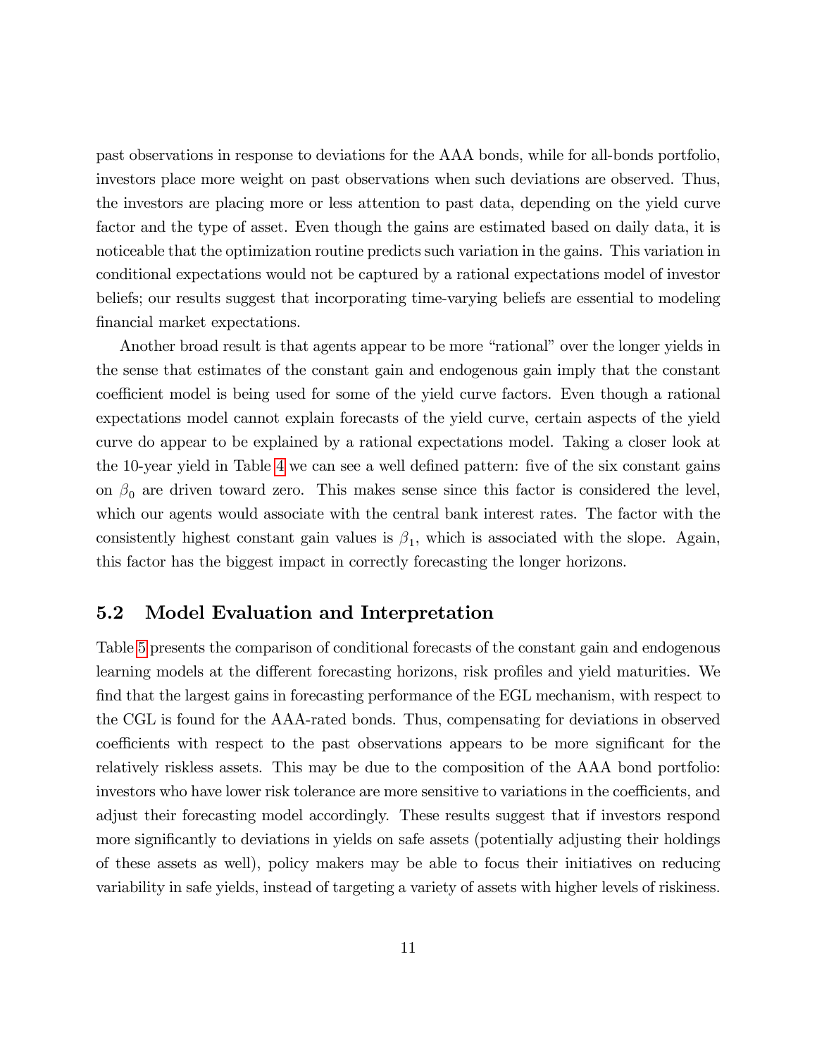past observations in response to deviations for the AAA bonds, while for all-bonds portfolio, investors place more weight on past observations when such deviations are observed. Thus, the investors are placing more or less attention to past data, depending on the yield curve factor and the type of asset. Even though the gains are estimated based on daily data, it is noticeable that the optimization routine predicts such variation in the gains. This variation in conditional expectations would not be captured by a rational expectations model of investor beliefs; our results suggest that incorporating time-varying beliefs are essential to modeling financial market expectations.

Another broad result is that agents appear to be more "rational" over the longer yields in the sense that estimates of the constant gain and endogenous gain imply that the constant coefficient model is being used for some of the yield curve factors. Even though a rational expectations model cannot explain forecasts of the yield curve, certain aspects of the yield curve do appear to be explained by a rational expectations model. Taking a closer look at the 10-year yield in Table 4 we can see a well defined pattern: five of the six constant gains on $\beta_0$ are driven toward zero. This makes sense since this factor is considered the level, which our agents would associate with the central bank interest rates. The factor with the consistently highest constant gain values is $\beta_1$, which is associated with the slope. Again, this factor has the biggest impact in correctly forecasting the longer horizons.

## 5.2 Model Evaluation and Interpretation

Table 5 presents the comparison of conditional forecasts of the constant gain and endogenous learning models at the different forecasting horizons, risk profiles and yield maturities. We find that the largest gains in forecasting performance of the EGL mechanism, with respect to the CGL is found for the AAA-rated bonds. Thus, compensating for deviations in observed coefficients with respect to the past observations appears to be more significant for the relatively riskless assets. This may be due to the composition of the AAA bond portfolio: investors who have lower risk tolerance are more sensitive to variations in the coefficients, and adjust their forecasting model accordingly. These results suggest that if investors respond more significantly to deviations in yields on safe assets (potentially adjusting their holdings of these assets as well), policy makers may be able to focus their initiatives on reducing variability in safe yields, instead of targeting a variety of assets with higher levels of riskiness.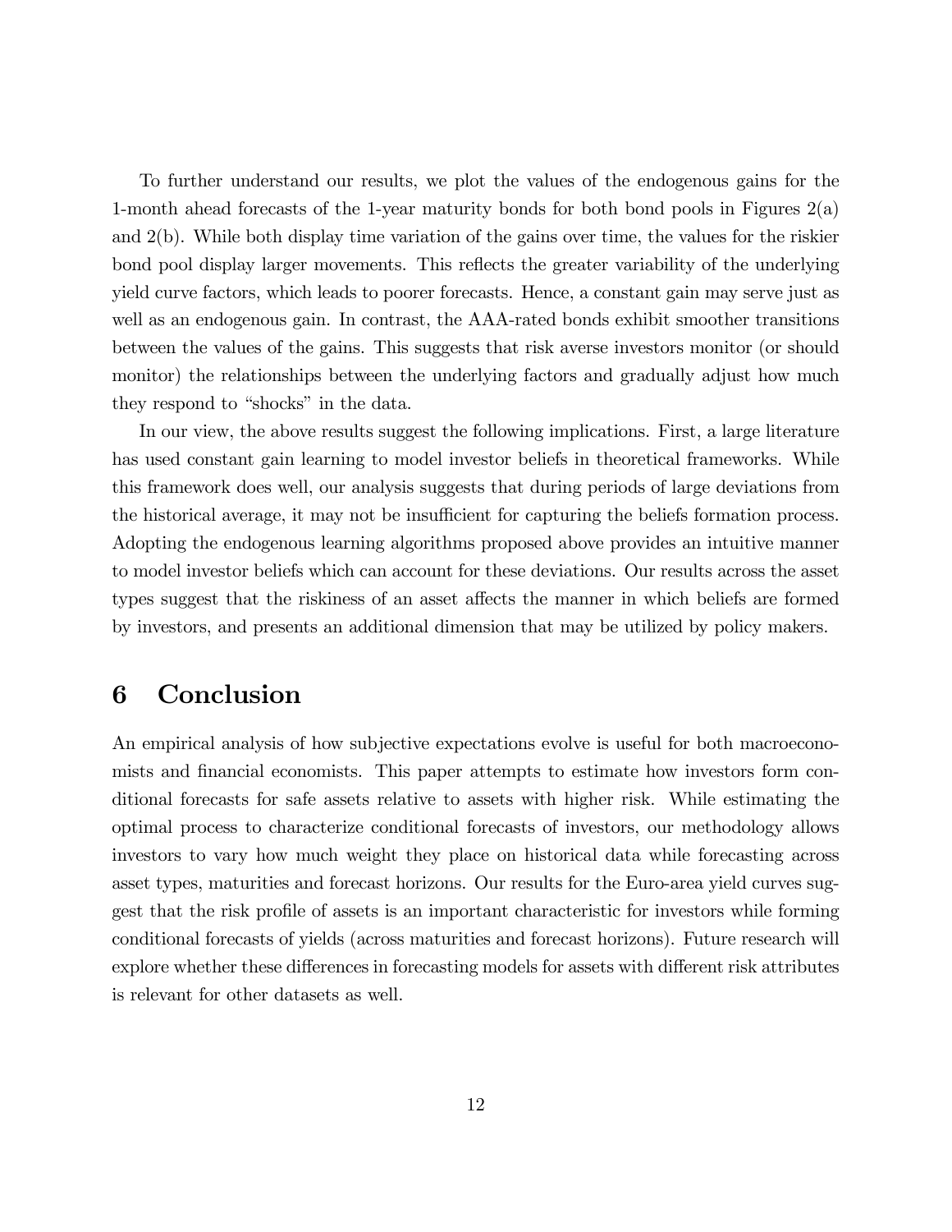To further understand our results, we plot the values of the endogenous gains for the 1-month ahead forecasts of the 1-year maturity bonds for both bond pools in Figures 2(a) and 2(b). While both display time variation of the gains over time, the values for the riskier bond pool display larger movements. This reflects the greater variability of the underlying yield curve factors, which leads to poorer forecasts. Hence, a constant gain may serve just as well as an endogenous gain. In contrast, the AAA-rated bonds exhibit smoother transitions between the values of the gains. This suggests that risk averse investors monitor (or should monitor) the relationships between the underlying factors and gradually adjust how much they respond to "shocks" in the data.

In our view, the above results suggest the following implications. First, a large literature has used constant gain learning to model investor beliefs in theoretical frameworks. While this framework does well, our analysis suggests that during periods of large deviations from the historical average, it may not be insufficient for capturing the beliefs formation process. Adopting the endogenous learning algorithms proposed above provides an intuitive manner to model investor beliefs which can account for these deviations. Our results across the asset types suggest that the riskiness of an asset affects the manner in which beliefs are formed by investors, and presents an additional dimension that may be utilized by policy makers.

## 6 Conclusion

An empirical analysis of how subjective expectations evolve is useful for both macroeconomists and financial economists. This paper attempts to estimate how investors form conditional forecasts for safe assets relative to assets with higher risk. While estimating the optimal process to characterize conditional forecasts of investors, our methodology allows investors to vary how much weight they place on historical data while forecasting across asset types, maturities and forecast horizons. Our results for the Euro-area yield curves suggest that the risk profile of assets is an important characteristic for investors while forming conditional forecasts of yields (across maturities and forecast horizons). Future research will explore whether these differences in forecasting models for assets with different risk attributes is relevant for other datasets as well.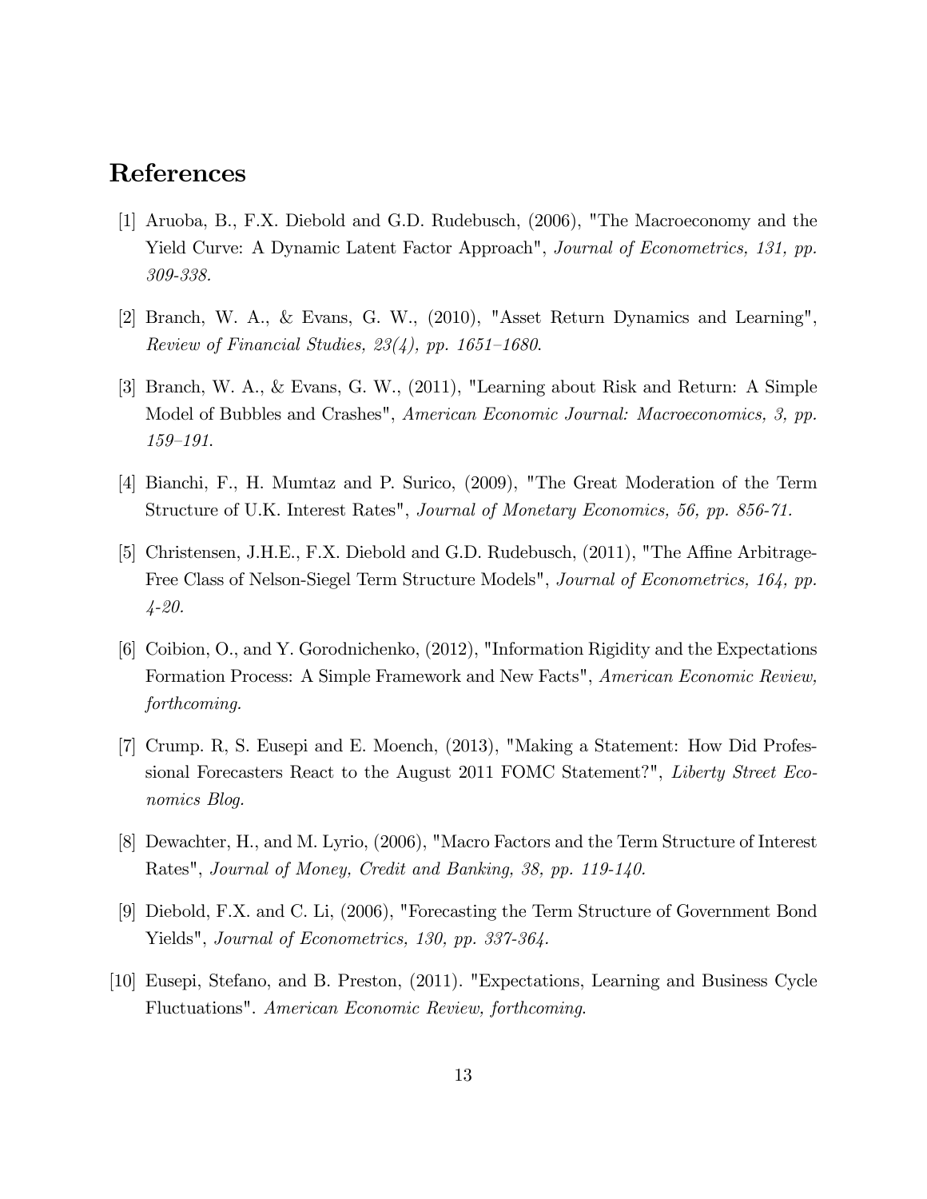## References

[1] Aruoba, B., F.X. Diebold and G.D. Rudebusch, (2006), "The Macroeconomy and the Yield Curve: A Dynamic Latent Factor Approach", *Journal of Econometrics, 131, pp. 309-338.*

[2] Branch, W. A., & Evans, G. W., (2010), "Asset Return Dynamics and Learning", *Review of Financial Studies, 23(4), pp. 1651–1680.*

[3] Branch, W. A., & Evans, G. W., (2011), "Learning about Risk and Return: A Simple Model of Bubbles and Crashes", *American Economic Journal: Macroeconomics, 3, pp. 159–191.*

[4] Bianchi, F., H. Mumtaz and P. Surico, (2009), "The Great Moderation of the Term Structure of U.K. Interest Rates", *Journal of Monetary Economics, 56, pp. 856-71.*

[5] Christensen, J.H.E., F.X. Diebold and G.D. Rudebusch, (2011), "The Affine Arbitrage-Free Class of Nelson-Siegel Term Structure Models", *Journal of Econometrics, 164, pp. 4-20.*

[6] Coibion, O., and Y. Gorodnichenko, (2012), "Information Rigidity and the Expectations Formation Process: A Simple Framework and New Facts", *American Economic Review, forthcoming.*

[7] Crump. R, S. Eusepi and E. Moench, (2013), "Making a Statement: How Did Professional Forecasters React to the August 2011 FOMC Statement?", *Liberty Street Economics Blog.*

[8] Dewachter, H., and M. Lyrio, (2006), "Macro Factors and the Term Structure of Interest Rates", *Journal of Money, Credit and Banking, 38, pp. 119-140.*

[9] Diebold, F.X. and C. Li, (2006), "Forecasting the Term Structure of Government Bond Yields", *Journal of Econometrics, 130, pp. 337-364.*

[10] Eusepi, Stefano, and B. Preston, (2011). "Expectations, Learning and Business Cycle Fluctuations". *American Economic Review, forthcoming.*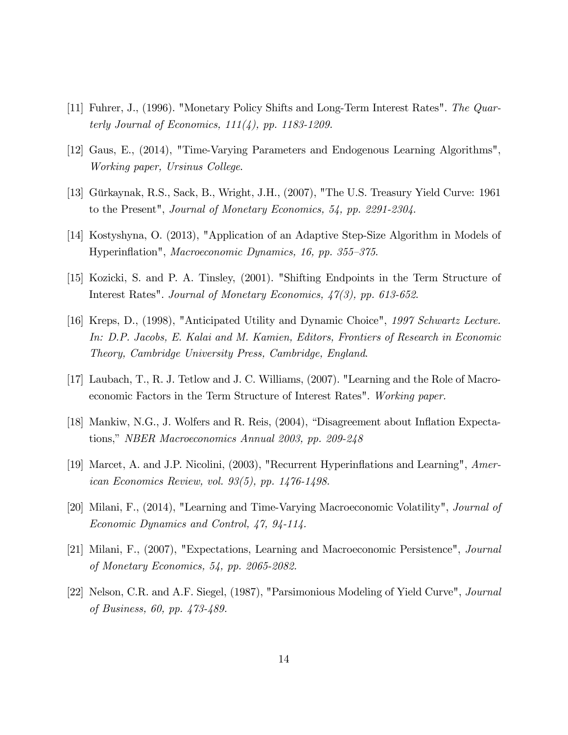[11] Fuhrer, J., (1996). "Monetary Policy Shifts and Long-Term Interest Rates". *The Quarterly Journal of Economics, 111(4), pp. 1183-1209.*

[12] Gaus, E., (2014), "Time-Varying Parameters and Endogenous Learning Algorithms", *Working paper, Ursinus College.*

[13] Gürkaynak, R.S., Sack, B., Wright, J.H., (2007), "The U.S. Treasury Yield Curve: 1961 to the Present", *Journal of Monetary Economics, 54, pp. 2291-2304.*

[14] Kostyshyna, O. (2013), "Application of an Adaptive Step-Size Algorithm in Models of Hyperinflation", *Macroeconomic Dynamics, 16, pp. 355–375.*

[15] Kozicki, S. and P. A. Tinsley, (2001). "Shifting Endpoints in the Term Structure of Interest Rates". *Journal of Monetary Economics, 47(3), pp. 613-652.*

[16] Kreps, D., (1998), "Anticipated Utility and Dynamic Choice", *1997 Schwartz Lecture. In: D.P. Jacobs, E. Kalai and M. Kamien, Editors, Frontiers of Research in Economic Theory, Cambridge University Press, Cambridge, England.*

[17] Laubach, T., R. J. Tetlow and J. C. Williams, (2007). "Learning and the Role of Macroeconomic Factors in the Term Structure of Interest Rates". *Working paper.*

[18] Mankiw, N.G., J. Wolfers and R. Reis, (2004), "Disagreement about Inflation Expectations," *NBER Macroeconomics Annual 2003, pp. 209-248*

[19] Marcet, A. and J.P. Nicolini, (2003), "Recurrent Hyperinflations and Learning", *American Economics Review, vol. 93(5), pp. 1476-1498.*

[20] Milani, F., (2014), "Learning and Time-Varying Macroeconomic Volatility", *Journal of Economic Dynamics and Control, 47, 94-114.*

[21] Milani, F., (2007), "Expectations, Learning and Macroeconomic Persistence", *Journal of Monetary Economics, 54, pp. 2065-2082.*

[22] Nelson, C.R. and A.F. Siegel, (1987), "Parsimonious Modeling of Yield Curve", *Journal of Business, 60, pp. 473-489.*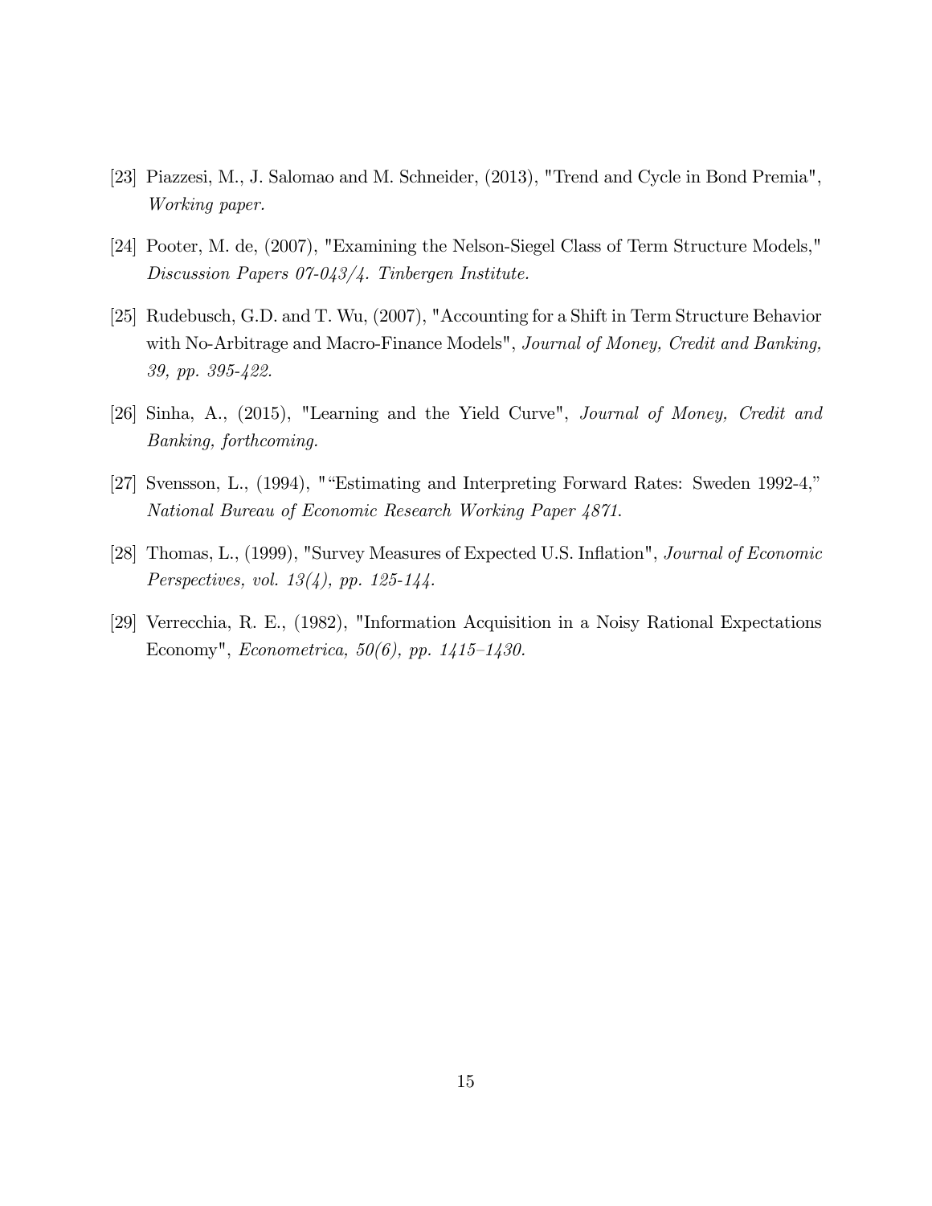[23] Piazzesi, M., J. Salomao and M. Schneider, (2013), "Trend and Cycle in Bond Premia", *Working paper.*

[24] Pooter, M. de, (2007), "Examining the Nelson-Siegel Class of Term Structure Models," *Discussion Papers 07-043/4. Tinbergen Institute.*

[25] Rudebusch, G.D. and T. Wu, (2007), "Accounting for a Shift in Term Structure Behavior with No-Arbitrage and Macro-Finance Models", *Journal of Money, Credit and Banking, 39, pp. 395-422.*

[26] Sinha, A., (2015), "Learning and the Yield Curve", *Journal of Money, Credit and Banking, forthcoming.*

[27] Svensson, L., (1994), "“Estimating and Interpreting Forward Rates: Sweden 1992-4,” *National Bureau of Economic Research Working Paper 4871.*

[28] Thomas, L., (1999), "Survey Measures of Expected U.S. Inflation", *Journal of Economic Perspectives, vol. 13(4), pp. 125-144.*

[29] Verrecchia, R. E., (1982), "Information Acquisition in a Noisy Rational Expectations Economy", *Econometrica, 50(6), pp. 1415–1430.*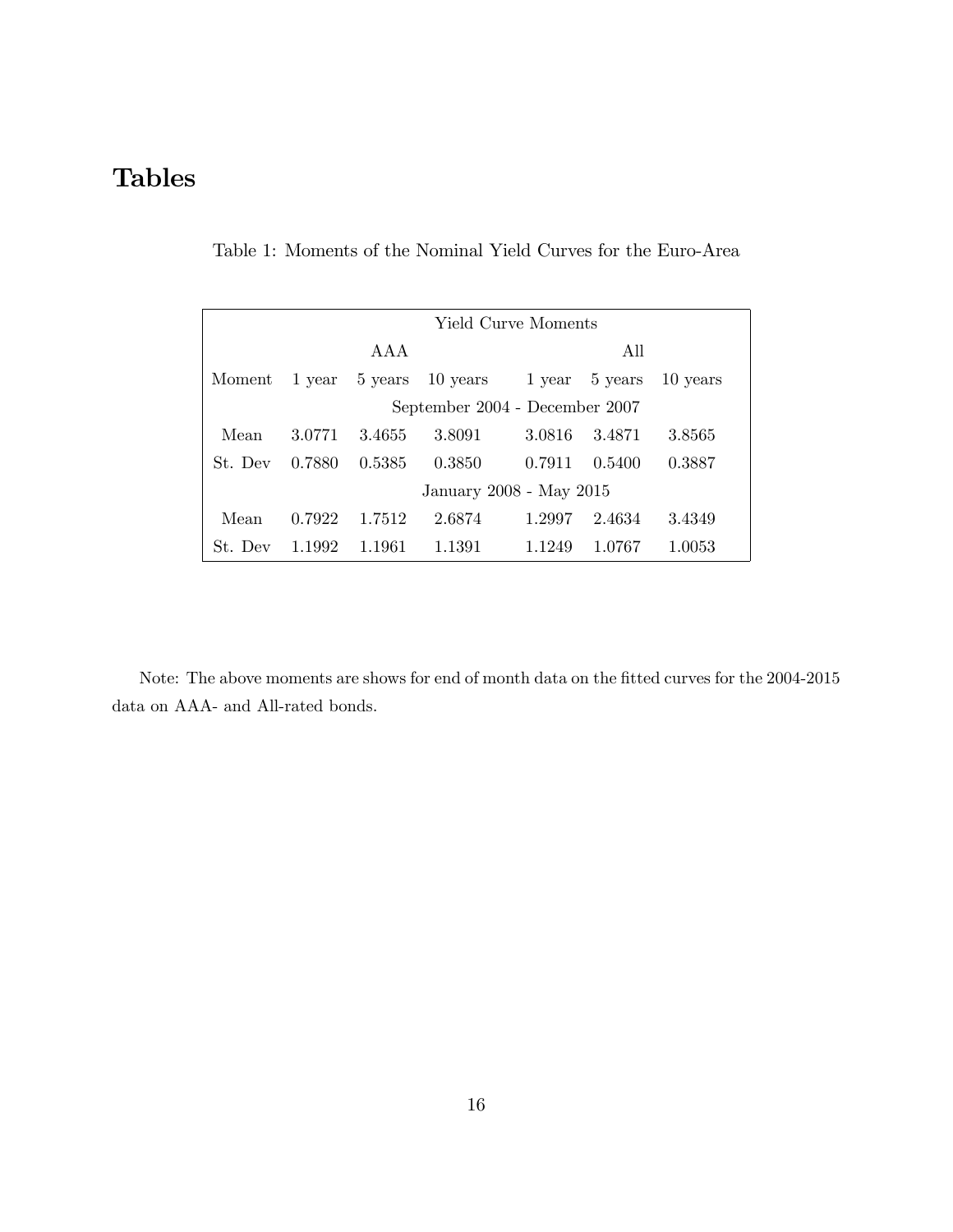# Tables

Table 1: Moments of the Nominal Yield Curves for the Euro-Area

| Yield Curve Moments | | | | | | |
|---|---|---|---|---|---|---|
| | AAA | | | All | | |
| Moment | 1 year | 5 years | 10 years | 1 year | 5 years | 10 years |
| September 2004 - December 2007 | | | | | | |
| Mean | 3.0771 | 3.4655 | 3.8091 | 3.0816 | 3.4871 | 3.8565 |
| St. Dev | 0.7880 | 0.5385 | 0.3850 | 0.7911 | 0.5400 | 0.3887 |
| January 2008 - May 2015 | | | | | | |
| Mean | 0.7922 | 1.7512 | 2.6874 | 1.2997 | 2.4634 | 3.4349 |
| St. Dev | 1.1992 | 1.1961 | 1.1391 | 1.1249 | 1.0767 | 1.0053 |

Note: The above moments are shows for end of month data on the fitted curves for the 2004-2015 data on AAA- and All-rated bonds.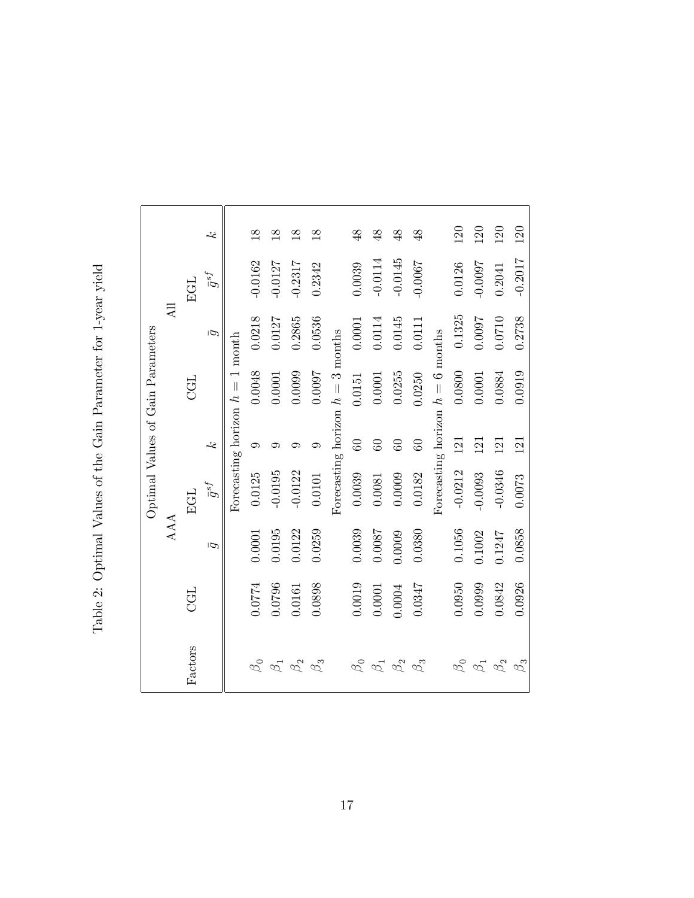Table 2: Optimal Values of the Gain Parameter for 1-year yield

| Factors | Optimal Values of Gain Parameters | | | | | | | |
|---|---|---|---|---|---|---|---|---|
| | AAA | | | | All | | | |
| | CGL | EGL | | | CGL | EGL | | |
| | | $\bar{g}$ | $\bar{g}^{sf}$ | $k$ | | $\bar{g}$ | $\bar{g}^{sf}$ | $k$ |
| | Forecasting horizon $h = 1$ month | | | | | | | |
| $\beta_0$ | 0.0774 | 0.0001 | 0.0125 | 9 | 0.0048 | 0.0218 | -0.0162 | 18 |
| $\beta_1$ | 0.0796 | 0.0195 | -0.0195 | 9 | 0.0001 | 0.0127 | -0.0127 | 18 |
| $\beta_2$ | 0.0161 | 0.0122 | -0.0122 | 9 | 0.0099 | 0.2865 | -0.2317 | 18 |
| $\beta_3$ | 0.0898 | 0.0259 | 0.0101 | 9 | 0.0097 | 0.0536 | 0.2342 | 18 |
| | Forecasting horizon $h = 3$ months | | | | | | | |
| $\beta_0$ | 0.0019 | 0.0039 | 0.0039 | 60 | 0.0151 | 0.0001 | 0.0039 | 48 |
| $\beta_1$ | 0.0001 | 0.0087 | 0.0081 | 60 | 0.0001 | 0.0114 | -0.0114 | 48 |
| $\beta_2$ | 0.0004 | 0.0009 | 0.0009 | 60 | 0.0255 | 0.0145 | -0.0145 | 48 |
| $\beta_3$ | 0.0347 | 0.0380 | 0.0182 | 60 | 0.0250 | 0.0111 | -0.0067 | 48 |
| | Forecasting horizon $h = 6$ months | | | | | | | |
| $\beta_0$ | 0.0950 | 0.1056 | -0.0212 | 121 | 0.0800 | 0.1325 | 0.0126 | 120 |
| $\beta_1$ | 0.0999 | 0.1002 | -0.0093 | 121 | 0.0001 | 0.0097 | -0.0097 | 120 |
| $\beta_2$ | 0.0842 | 0.1247 | -0.0346 | 121 | 0.0884 | 0.0710 | 0.2041 | 120 |
| $\beta_3$ | 0.0926 | 0.0858 | 0.0073 | 121 | 0.0919 | 0.2738 | -0.2017 | 120 |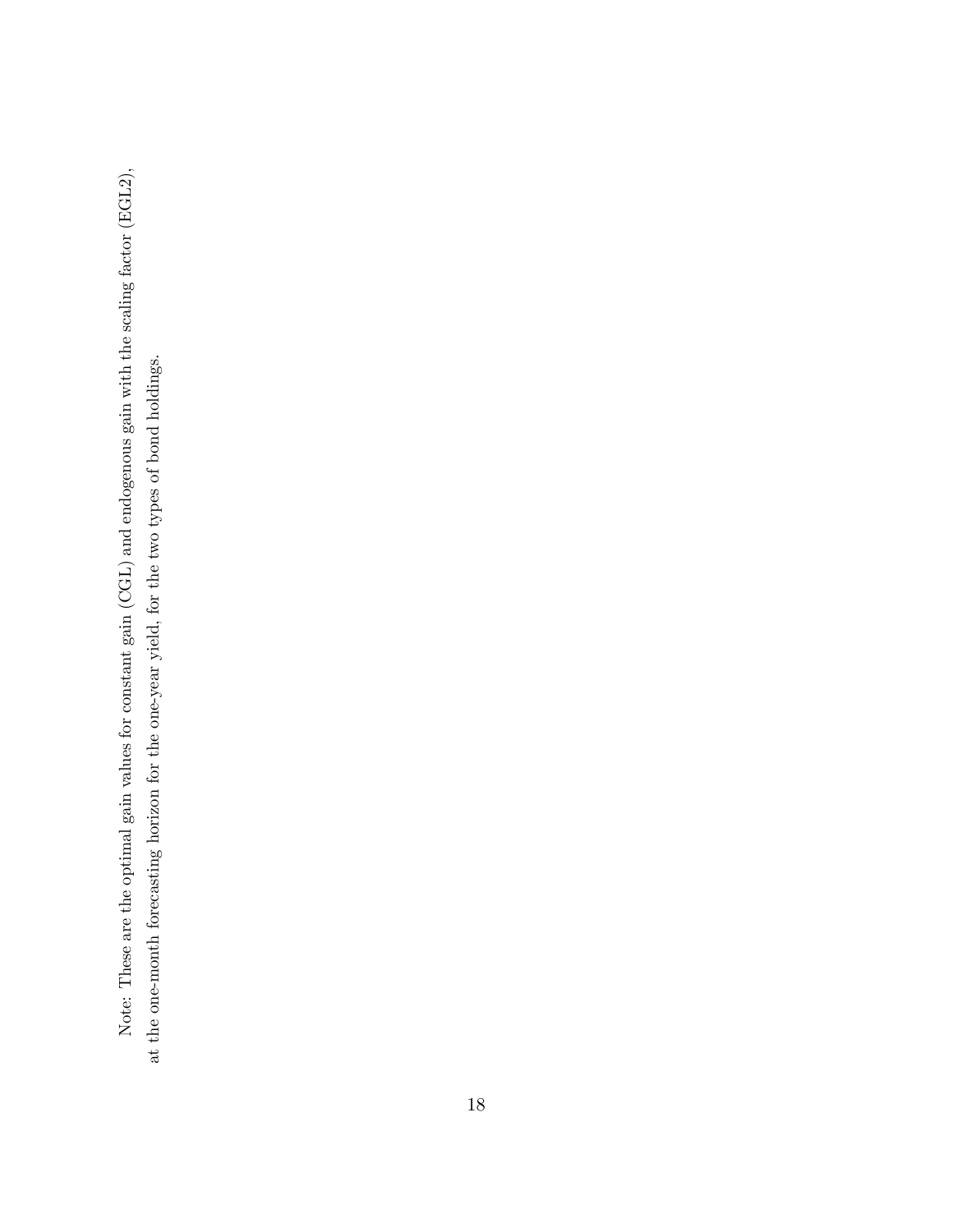Note: These are the optimal gain values for constant gain (CGL) and endogenous gain with the scaling factor (EGL2), at the one-month forecasting horizon for the one-year yield, for the two types of bond holdings.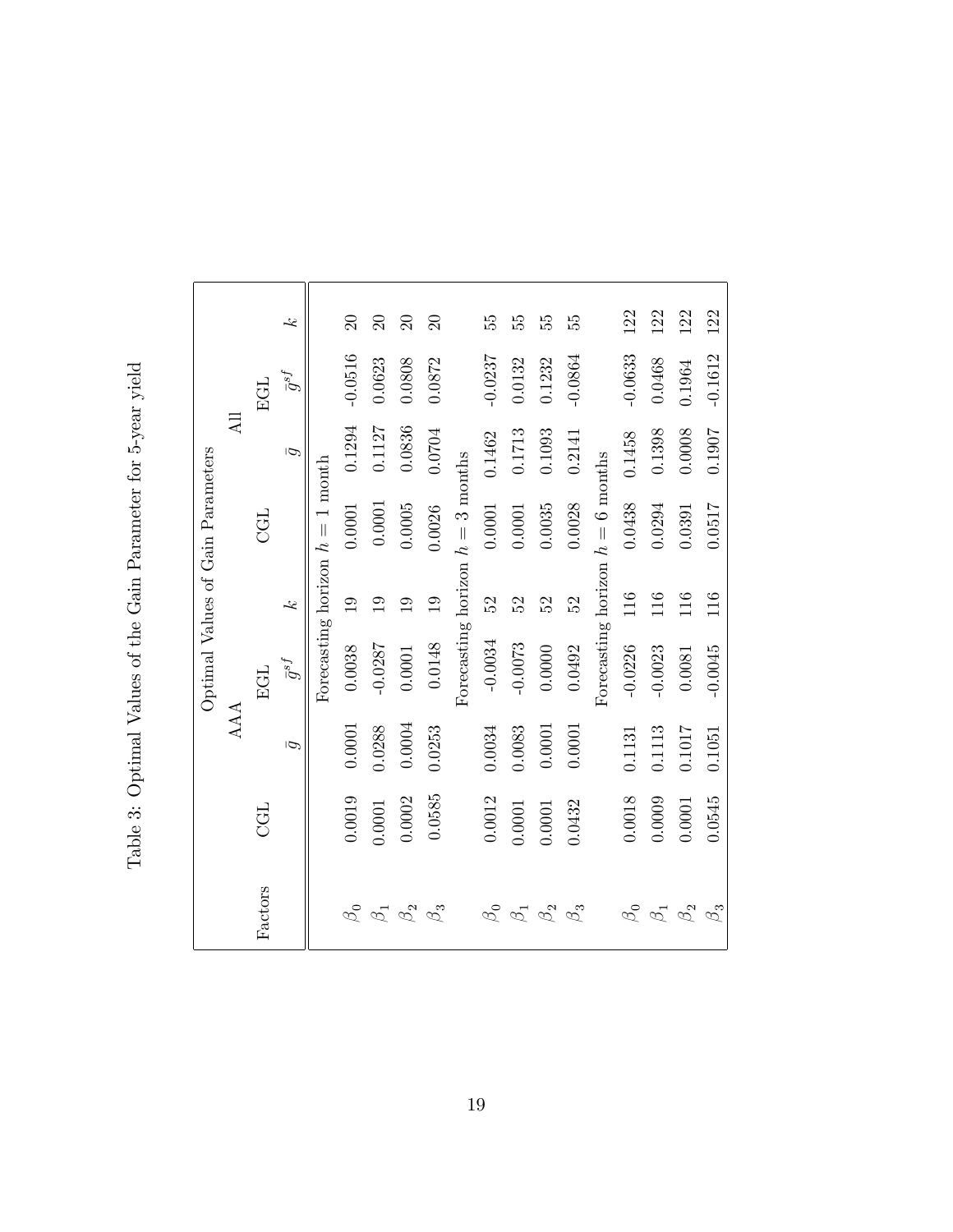Table 3: Optimal Values of the Gain Parameter for 5-year yield

| Factors | Optimal Values of Gain Parameters | | | | | | | |
|---|---|---|---|---|---|---|---|---|
| | AAA | | | | All | | | |
| | CGL | EGL | | | CGL | EGL | | |
| | | $\bar{g}$ | $\bar{g}^{sf}$ | $k$ | | $\bar{g}$ | $\bar{g}^{sf}$ | $k$ |
| | Forecasting horizon $h = 1$ month | | | | | | | |
| $\beta_0$ | 0.0019 | 0.0001 | 0.0038 | 19 | 0.0001 | 0.1294 | -0.0516 | 20 |
| $\beta_1$ | 0.0001 | 0.0288 | -0.0287 | 19 | 0.0001 | 0.1127 | 0.0623 | 20 |
| $\beta_2$ | 0.0002 | 0.0004 | 0.0001 | 19 | 0.0005 | 0.0836 | 0.0808 | 20 |
| $\beta_3$ | 0.0585 | 0.0253 | 0.0148 | 19 | 0.0026 | 0.0704 | 0.0872 | 20 |
| | Forecasting horizon $h = 3$ months | | | | | | | |
| $\beta_0$ | 0.0012 | 0.0034 | -0.0034 | 52 | 0.0001 | 0.1462 | -0.0237 | 55 |
| $\beta_1$ | 0.0001 | 0.0083 | -0.0073 | 52 | 0.0001 | 0.1713 | 0.0132 | 55 |
| $\beta_2$ | 0.0001 | 0.0001 | 0.0000 | 52 | 0.0035 | 0.1093 | 0.1232 | 55 |
| $\beta_3$ | 0.0432 | 0.0001 | 0.0492 | 52 | 0.0028 | 0.2141 | -0.0864 | 55 |
| | Forecasting horizon $h = 6$ months | | | | | | | |
| $\beta_0$ | 0.0018 | 0.1131 | -0.0226 | 116 | 0.0438 | 0.1458 | -0.0633 | 122 |
| $\beta_1$ | 0.0009 | 0.1113 | -0.0023 | 116 | 0.0294 | 0.1398 | 0.0468 | 122 |
| $\beta_2$ | 0.0001 | 0.1017 | 0.0081 | 116 | 0.0391 | 0.0008 | 0.1964 | 122 |
| $\beta_3$ | 0.0545 | 0.1051 | -0.0045 | 116 | 0.0517 | 0.1907 | -0.1612 | 122 |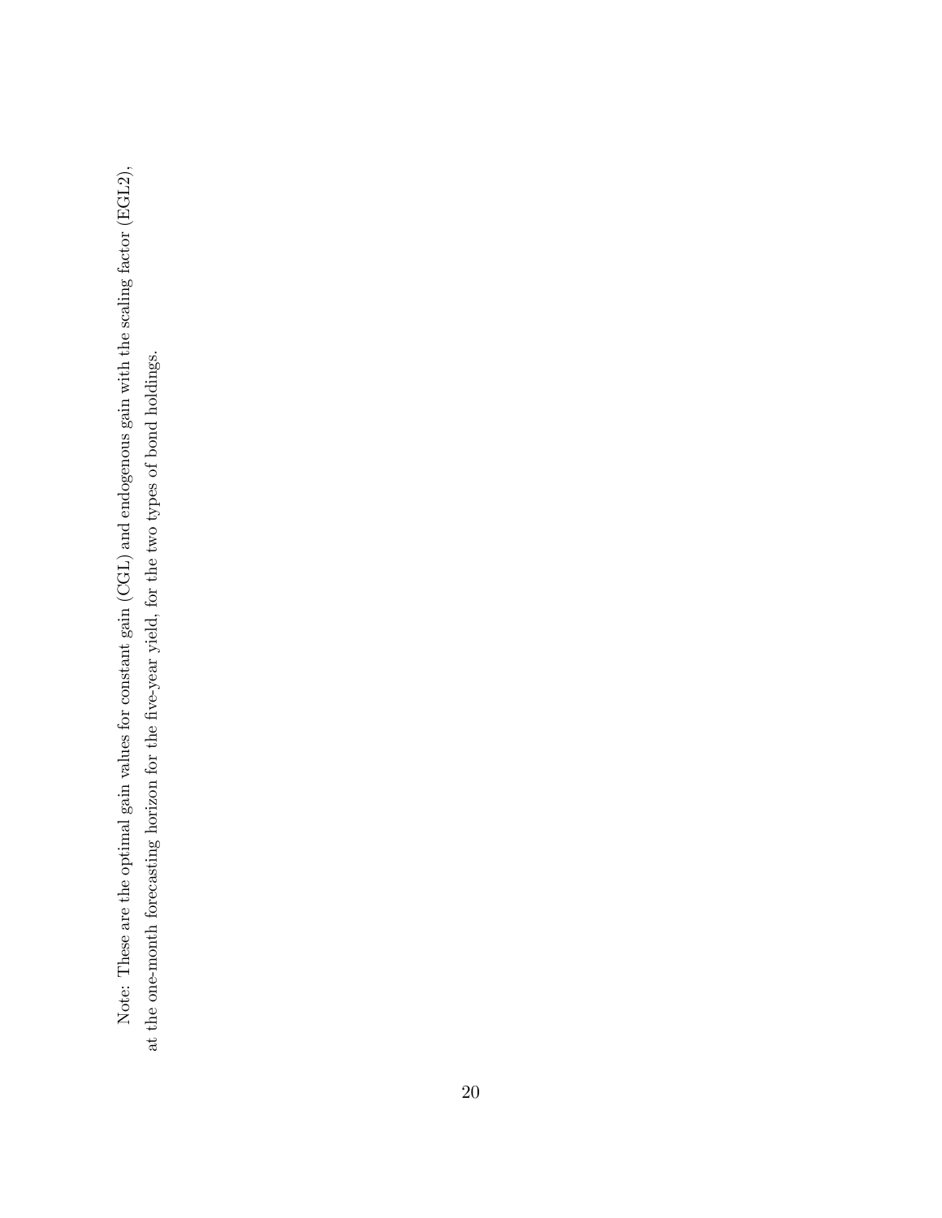Note: These are the optimal gain values for constant gain (CGL) and endogenous gain with the scaling factor (EGL2), at the one-month forecasting horizon for the five-year yield, for the two types of bond holdings.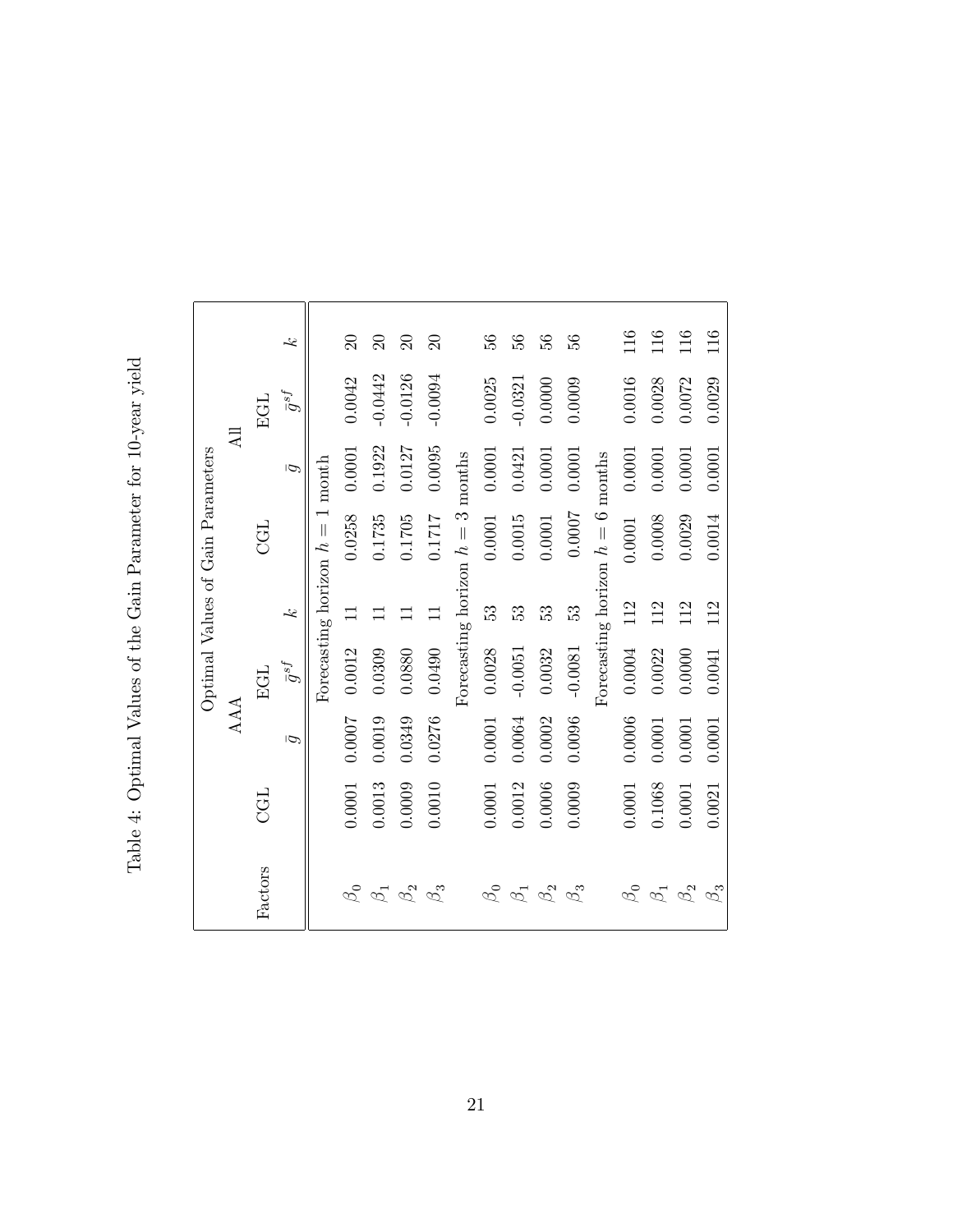Table 4: Optimal Values of the Gain Parameter for 10-year yield

| Optimal Values of Gain Parameters | | | | | | | | |
|---|---|---|---|---|---|---|---|---|
| | AAA | | | | All | | | |
| Factors | CGL | EGL | | | CGL | EGL | | |
| | | $\bar{g}$ | $\bar{g}^{sf}$ | $k$ | | $\bar{g}$ | $\bar{g}^{sf}$ | $k$ |
| Forecasting horizon $h = 1$ month | | | | | | | | |
| $\beta_0$ | 0.0001 | 0.0007 | 0.0012 | 11 | 0.0258 | 0.0001 | 0.0042 | 20 |
| $\beta_1$ | 0.0013 | 0.0019 | 0.0309 | 11 | 0.1735 | 0.1922 | -0.0442 | 20 |
| $\beta_2$ | 0.0009 | 0.0349 | 0.0880 | 11 | 0.1705 | 0.0127 | -0.0126 | 20 |
| $\beta_3$ | 0.0010 | 0.0276 | 0.0490 | 11 | 0.1717 | 0.0095 | -0.0094 | 20 |
| Forecasting horizon $h = 3$ months | | | | | | | | |
| $\beta_0$ | 0.0001 | 0.0001 | 0.0028 | 53 | 0.0001 | 0.0001 | 0.0025 | 56 |
| $\beta_1$ | 0.0012 | 0.0064 | -0.0051 | 53 | 0.0015 | 0.0421 | -0.0321 | 56 |
| $\beta_2$ | 0.0006 | 0.0002 | 0.0032 | 53 | 0.0001 | 0.0001 | 0.0000 | 56 |
| $\beta_3$ | 0.0009 | 0.0096 | -0.0081 | 53 | 0.0007 | 0.0001 | 0.0009 | 56 |
| Forecasting horizon $h = 6$ months | | | | | | | | |
| $\beta_0$ | 0.0001 | 0.0006 | 0.0004 | 112 | 0.0001 | 0.0001 | 0.0016 | 116 |
| $\beta_1$ | 0.1068 | 0.0001 | 0.0022 | 112 | 0.0008 | 0.0001 | 0.0028 | 116 |
| $\beta_2$ | 0.0001 | 0.0001 | 0.0000 | 112 | 0.0029 | 0.0001 | 0.0072 | 116 |
| $\beta_3$ | 0.0021 | 0.0001 | 0.0041 | 112 | 0.0014 | 0.0001 | 0.0029 | 116 |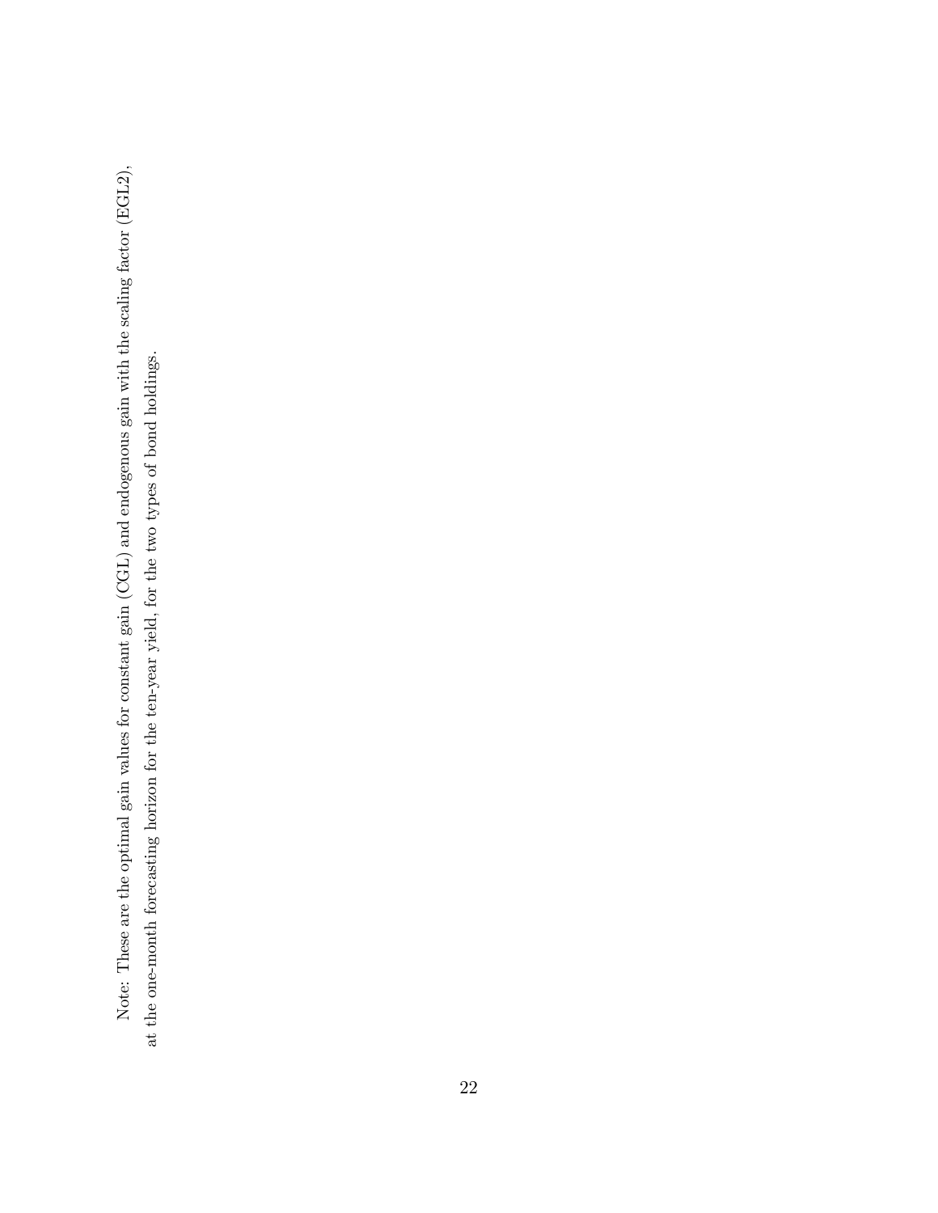Note: These are the optimal gain values for constant gain (CGL) and endogenous gain with the scaling factor (EGL2), at the one-month forecasting horizon for the ten-year yield, for the two types of bond holdings.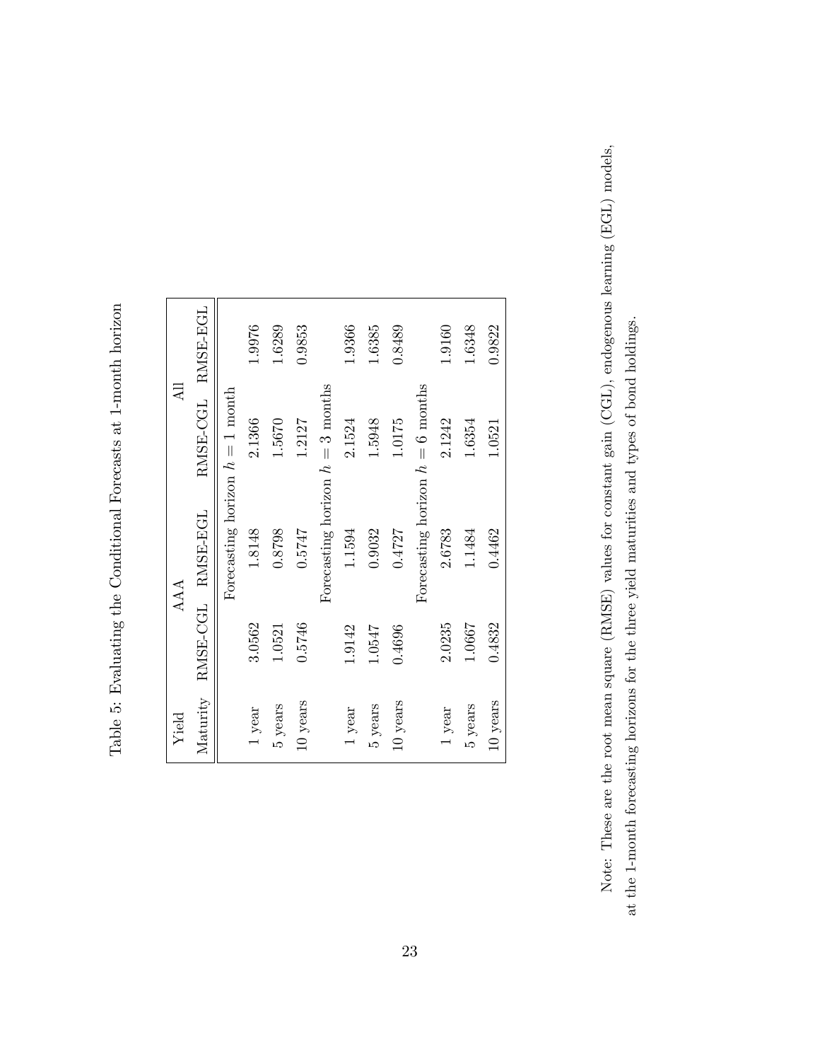Table 5: Evaluating the Conditional Forecasts at 1-month horizon

| Yield | AAA | | All | |
|---|---|---|---|---|
| Maturity | RMSE-CGL | RMSE-EGL | RMSE-CGL | RMSE-EGL |
| | Forecasting horizon $h = 1$ month | | | |
| 1 year | 3.0562 | 1.8148 | 2.1366 | 1.9976 |
| 5 years | 1.0521 | 0.8798 | 1.5670 | 1.6289 |
| 10 years | 0.5746 | 0.5747 | 1.2127 | 0.9853 |
| | Forecasting horizon $h = 3$ months | | | |
| 1 year | 1.9142 | 1.1594 | 2.1524 | 1.9366 |
| 5 years | 1.0547 | 0.9032 | 1.5948 | 1.6385 |
| 10 years | 0.4696 | 0.4727 | 1.0175 | 0.8489 |
| | Forecasting horizon $h = 6$ months | | | |
| 1 year | 2.0235 | 2.6783 | 2.1242 | 1.9160 |
| 5 years | 1.0667 | 1.1484 | 1.6354 | 1.6348 |
| 10 years | 0.4832 | 0.4462 | 1.0521 | 0.9822 |

Note: These are the root mean square (RMSE) values for constant gain (CGL), endogenous learning (EGL) models, at the 1-month forecasting horizons for the three yield maturities and types of bond holdings.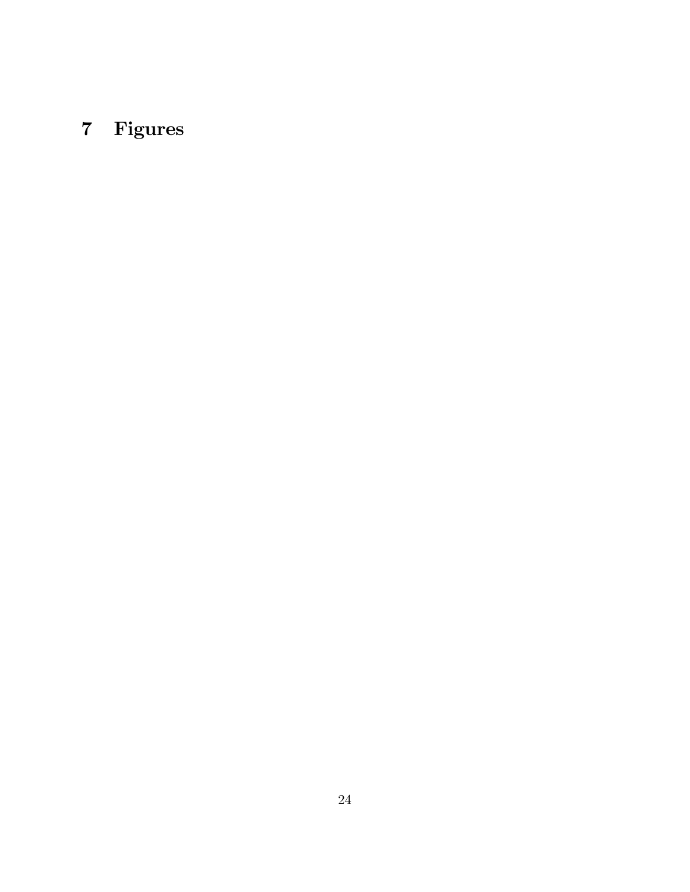# 7 Figures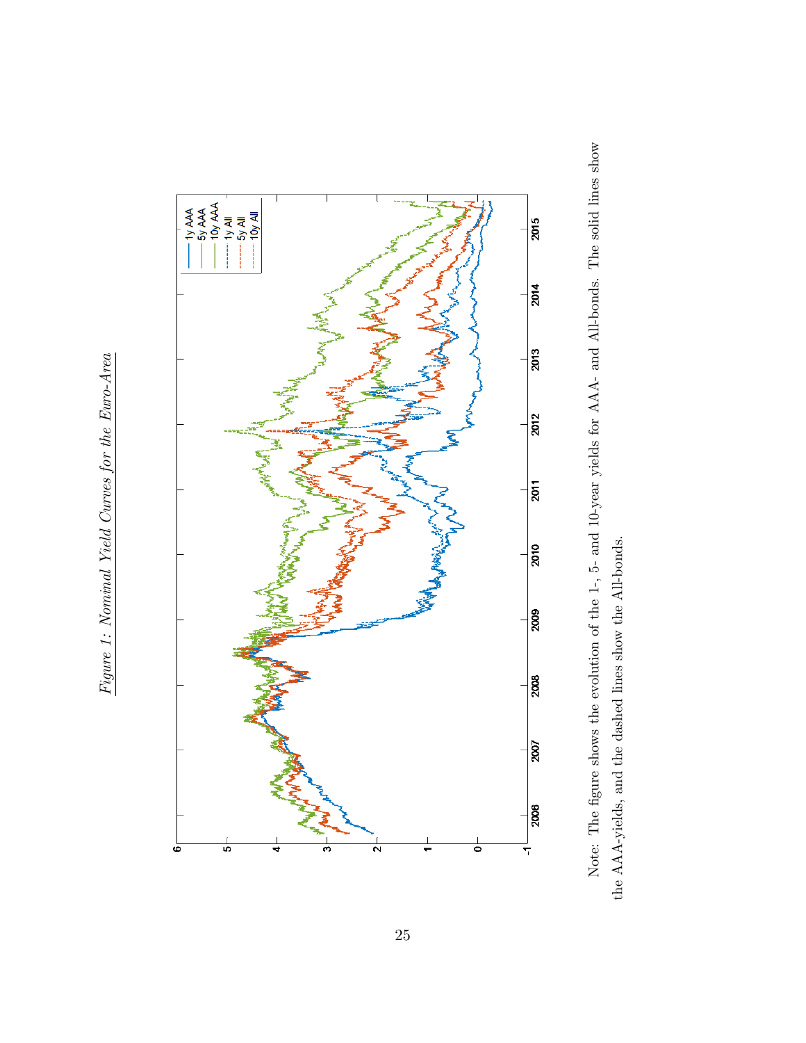*Figure 1: Nominal Yield Curves for the Euro-Area*

Note: The figure shows the evolution of the 1-, 5- and 10-year yields for AAA- and All-bonds. The solid lines show the AAA-yields, and the dashed lines show the All-bonds.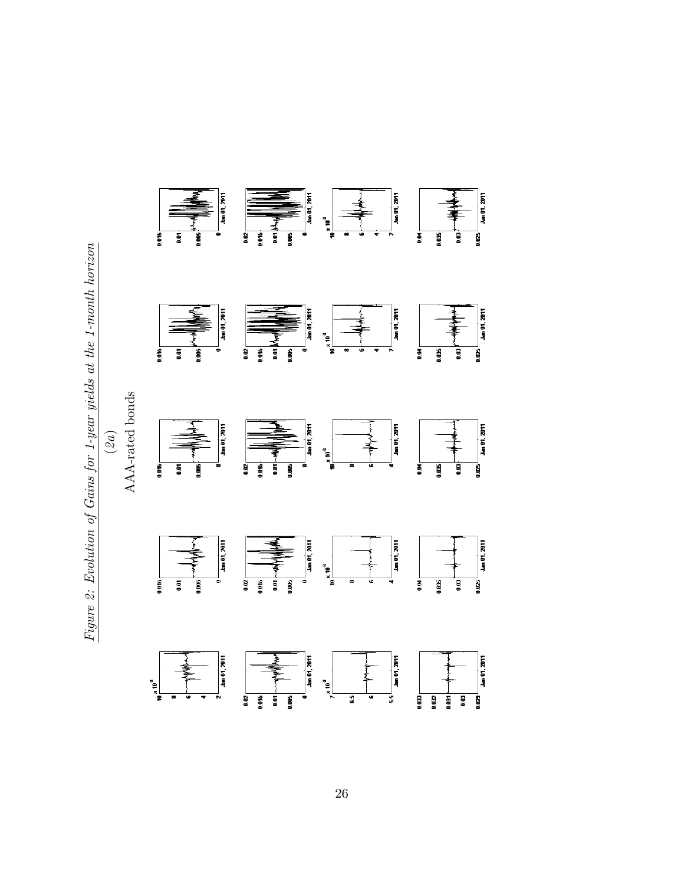*Figure 2: Evolution of Gains for 1-year yields at the 1-month horizon*

*(2a)*

AAA-rated bonds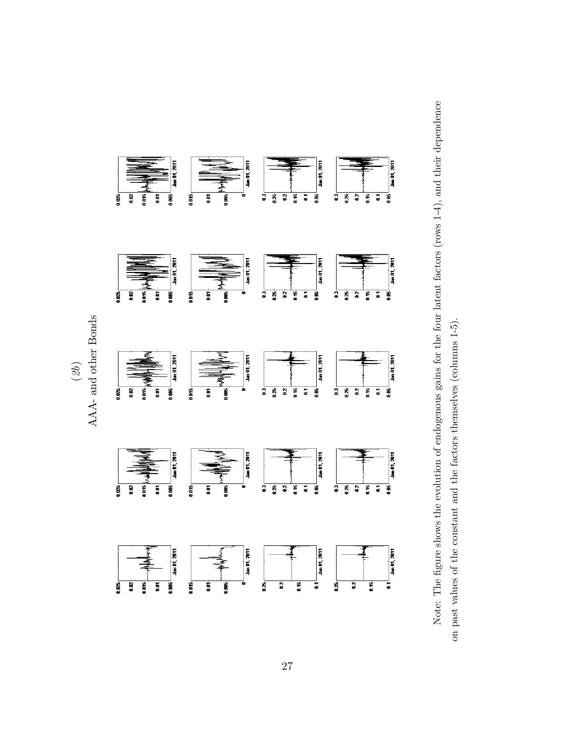(2b)

AAA- and other Bonds

0.025
0.02
0.015
0.01
0.005
Jan 01, 2011

0.015
0.01
0.005
0
Jan 01, 2011

0.25
0.2
0.15
0.1
Jan 01, 2011

0.25
0.2
0.15
0.1
Jan 01, 2011

0.025
0.02
0.015
0.01
0.005
Jan 01, 2011

0.015
0.01
0.005
0
Jan 01, 2011

0.3
0.25
0.2
0.15
0.1
0.05
Jan 01, 2011

0.3
0.25
0.2
0.15
0.1
0.05
Jan 01, 2011

0.025
0.02
0.015
0.01
0.005
Jan 01, 2011

0.015
0.01
0.005
0
Jan 01, 2011

0.3
0.25
0.2
0.15
0.1
0.05
Jan 01, 2011

0.3
0.25
0.2
0.15
0.1
0.05
Jan 01, 2011

0.025
0.02
0.015
0.01
0.005
Jan 01, 2011

0.015
0.01
0.005
0
Jan 01, 2011

0.3
0.25
0.2
0.15
0.1
0.05
Jan 01, 2011

0.3
0.25
0.2
0.15
0.1
0.05
Jan 01, 2011

0.025
0.02
0.015
0.01
0.005
Jan 01, 2011

0.015
0.01
0.005
0
Jan 01, 2011

0.3
0.25
0.2
0.15
0.1
0.05
Jan 01, 2011

0.3
0.25
0.2
0.15
0.1
0.05
Jan 01, 2011

Note: The figure shows the evolution of endogenous gains for the four latent factors (rows 1-4), and their dependence on past values of the constant and the factors themselves (columns 1-5).